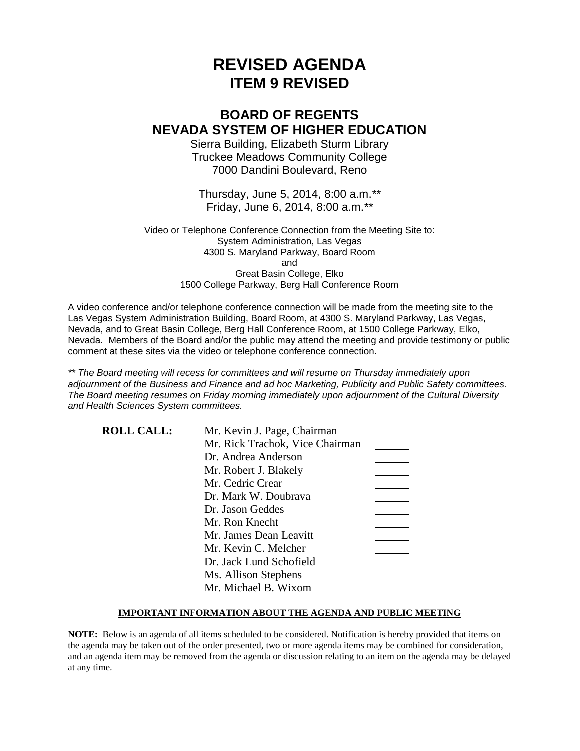# REVISED AGENDA
## ITEM 9 REVISED

## BOARD OF REGENTS
## NEVADA SYSTEM OF HIGHER EDUCATION

Sierra Building, Elizabeth Sturm Library
Truckee Meadows Community College
7000 Dandini Boulevard, Reno

Thursday, June 5, 2014, 8:00 a.m.**
Friday, June 6, 2014, 8:00 a.m.**

Video or Telephone Conference Connection from the Meeting Site to:
System Administration, Las Vegas
4300 S. Maryland Parkway, Board Room
and
Great Basin College, Elko
1500 College Parkway, Berg Hall Conference Room

A video conference and/or telephone conference connection will be made from the meeting site to the Las Vegas System Administration Building, Board Room, at 4300 S. Maryland Parkway, Las Vegas, Nevada, and to Great Basin College, Berg Hall Conference Room, at 1500 College Parkway, Elko, Nevada. Members of the Board and/or the public may attend the meeting and provide testimony or public comment at these sites via the video or telephone conference connection.

*** The Board meeting will recess for committees and will resume on Thursday immediately upon adjournment of the Business and Finance and ad hoc Marketing, Publicity and Public Safety committees. The Board meeting resumes on Friday morning immediately upon adjournment of the Cultural Diversity and Health Sciences System committees.*

**ROLL CALL:**

| | | |
|---|---|---|
| | Mr. Kevin J. Page, Chairman | _______ |
| | Mr. Rick Trachok, Vice Chairman | _______ |
| | Dr. Andrea Anderson | _______ |
| | Mr. Robert J. Blakely | _______ |
| | Mr. Cedric Crear | _______ |
| | Dr. Mark W. Doubrava | _______ |
| | Dr. Jason Geddes | _______ |
| | Mr. Ron Knecht | _______ |
| | Mr. James Dean Leavitt | _______ |
| | Mr. Kevin C. Melcher | _______ |
| | Dr. Jack Lund Schofield | _______ |
| | Ms. Allison Stephens | _______ |
| | Mr. Michael B. Wixom | _______ |

**IMPORTANT INFORMATION ABOUT THE AGENDA AND PUBLIC MEETING**

**NOTE:** Below is an agenda of all items scheduled to be considered. Notification is hereby provided that items on the agenda may be taken out of the order presented, two or more agenda items may be combined for consideration, and an agenda item may be removed from the agenda or discussion relating to an item on the agenda may be delayed at any time.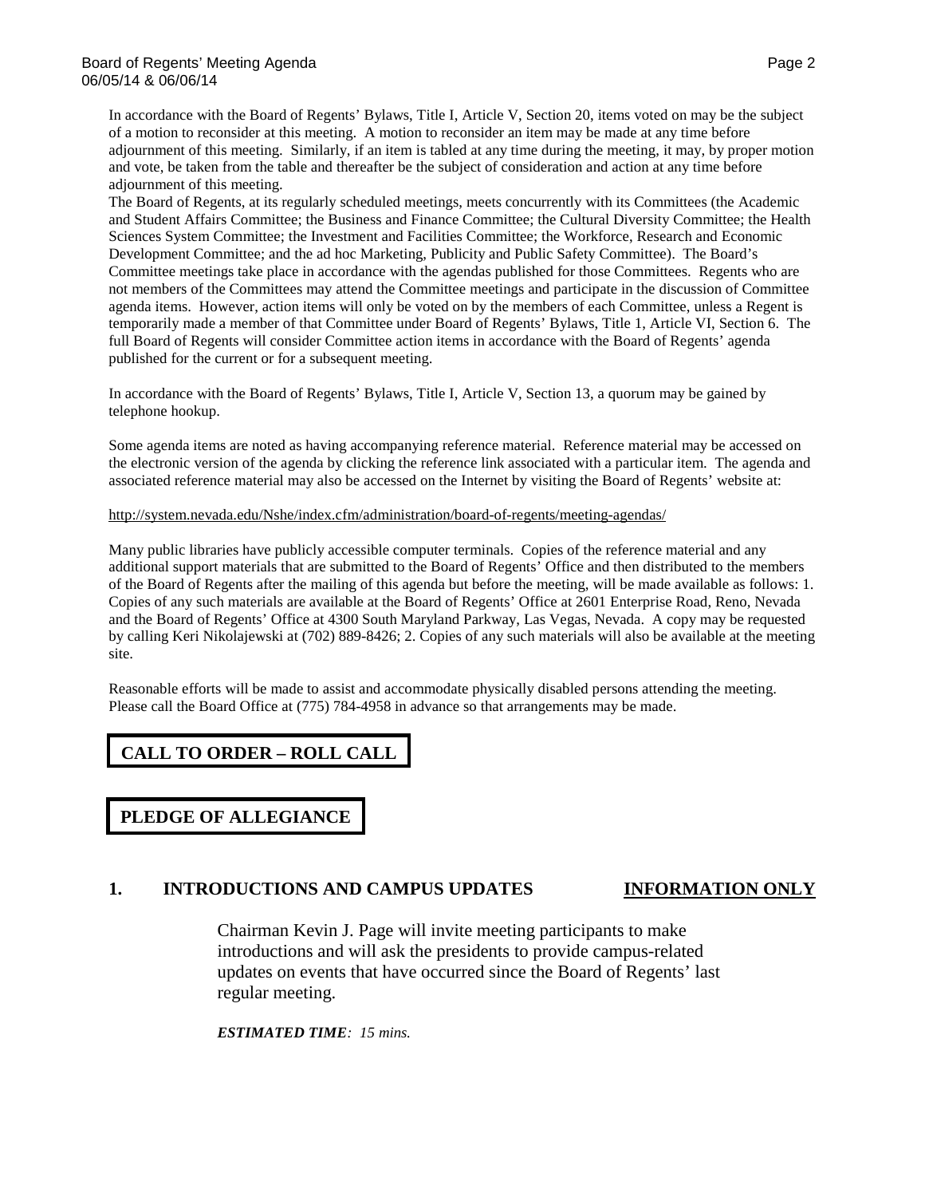In accordance with the Board of Regents' Bylaws, Title I, Article V, Section 20, items voted on may be the subject of a motion to reconsider at this meeting. A motion to reconsider an item may be made at any time before adjournment of this meeting. Similarly, if an item is tabled at any time during the meeting, it may, by proper motion and vote, be taken from the table and thereafter be the subject of consideration and action at any time before adjournment of this meeting.

The Board of Regents, at its regularly scheduled meetings, meets concurrently with its Committees (the Academic and Student Affairs Committee; the Business and Finance Committee; the Cultural Diversity Committee; the Health Sciences System Committee; the Investment and Facilities Committee; the Workforce, Research and Economic Development Committee; and the ad hoc Marketing, Publicity and Public Safety Committee). The Board's Committee meetings take place in accordance with the agendas published for those Committees. Regents who are not members of the Committees may attend the Committee meetings and participate in the discussion of Committee agenda items. However, action items will only be voted on by the members of each Committee, unless a Regent is temporarily made a member of that Committee under Board of Regents' Bylaws, Title 1, Article VI, Section 6. The full Board of Regents will consider Committee action items in accordance with the Board of Regents' agenda published for the current or for a subsequent meeting.

In accordance with the Board of Regents' Bylaws, Title I, Article V, Section 13, a quorum may be gained by telephone hookup.

Some agenda items are noted as having accompanying reference material. Reference material may be accessed on the electronic version of the agenda by clicking the reference link associated with a particular item. The agenda and associated reference material may also be accessed on the Internet by visiting the Board of Regents' website at:

http://system.nevada.edu/Nshe/index.cfm/administration/board-of-regents/meeting-agendas/

Many public libraries have publicly accessible computer terminals. Copies of the reference material and any additional support materials that are submitted to the Board of Regents' Office and then distributed to the members of the Board of Regents after the mailing of this agenda but before the meeting, will be made available as follows: 1. Copies of any such materials are available at the Board of Regents' Office at 2601 Enterprise Road, Reno, Nevada and the Board of Regents' Office at 4300 South Maryland Parkway, Las Vegas, Nevada. A copy may be requested by calling Keri Nikolajewski at (702) 889-8426; 2. Copies of any such materials will also be available at the meeting site.

Reasonable efforts will be made to assist and accommodate physically disabled persons attending the meeting. Please call the Board Office at (775) 784-4958 in advance so that arrangements may be made.

## CALL TO ORDER – ROLL CALL

## PLEDGE OF ALLEGIANCE

### 1. INTRODUCTIONS AND CAMPUS UPDATES — INFORMATION ONLY

Chairman Kevin J. Page will invite meeting participants to make introductions and will ask the presidents to provide campus-related updates on events that have occurred since the Board of Regents' last regular meeting.

***ESTIMATED TIME**: 15 mins.*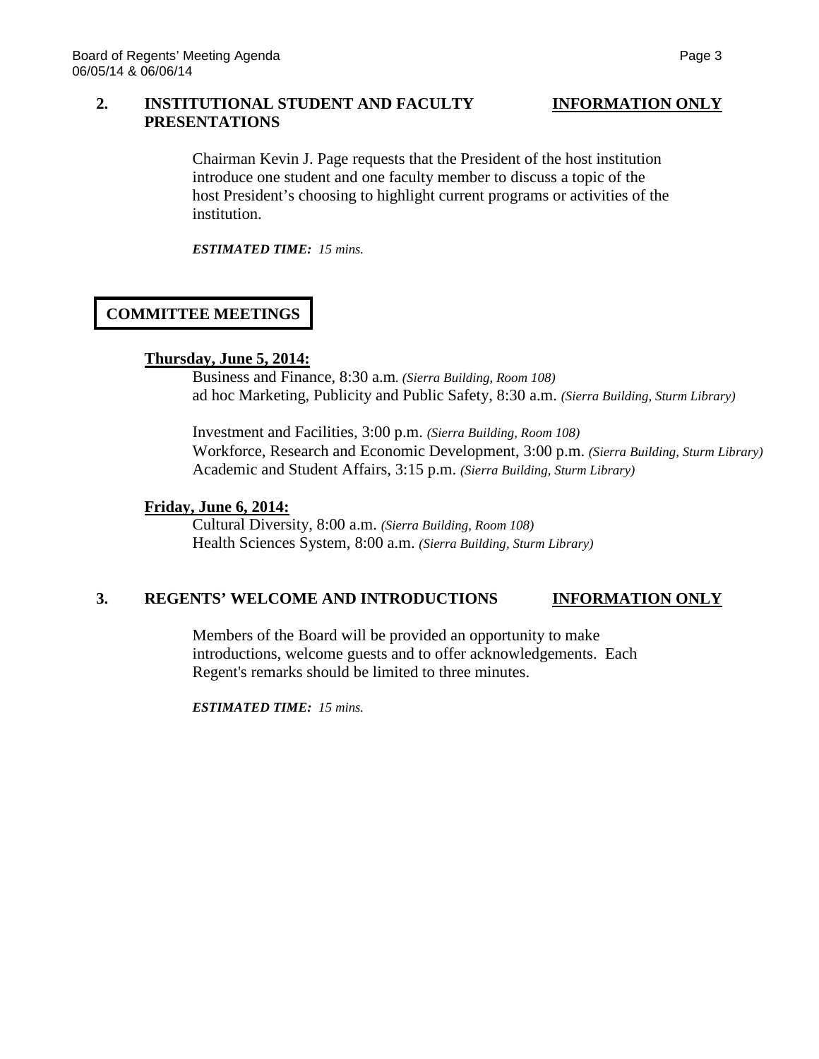**2. INSTITUTIONAL STUDENT AND FACULTY PRESENTATIONS** **INFORMATION ONLY**

Chairman Kevin J. Page requests that the President of the host institution introduce one student and one faculty member to discuss a topic of the host President's choosing to highlight current programs or activities of the institution.

***ESTIMATED TIME:*** *15 mins.*

## COMMITTEE MEETINGS

**Thursday, June 5, 2014:**

Business and Finance, 8:30 a.m. *(Sierra Building, Room 108)*
ad hoc Marketing, Publicity and Public Safety, 8:30 a.m. *(Sierra Building, Sturm Library)*

Investment and Facilities, 3:00 p.m. *(Sierra Building, Room 108)*
Workforce, Research and Economic Development, 3:00 p.m. *(Sierra Building, Sturm Library)*
Academic and Student Affairs, 3:15 p.m. *(Sierra Building, Sturm Library)*

**Friday, June 6, 2014:**

Cultural Diversity, 8:00 a.m. *(Sierra Building, Room 108)*
Health Sciences System, 8:00 a.m. *(Sierra Building, Sturm Library)*

**3. REGENTS' WELCOME AND INTRODUCTIONS** **INFORMATION ONLY**

Members of the Board will be provided an opportunity to make introductions, welcome guests and to offer acknowledgements. Each Regent's remarks should be limited to three minutes.

***ESTIMATED TIME:*** *15 mins.*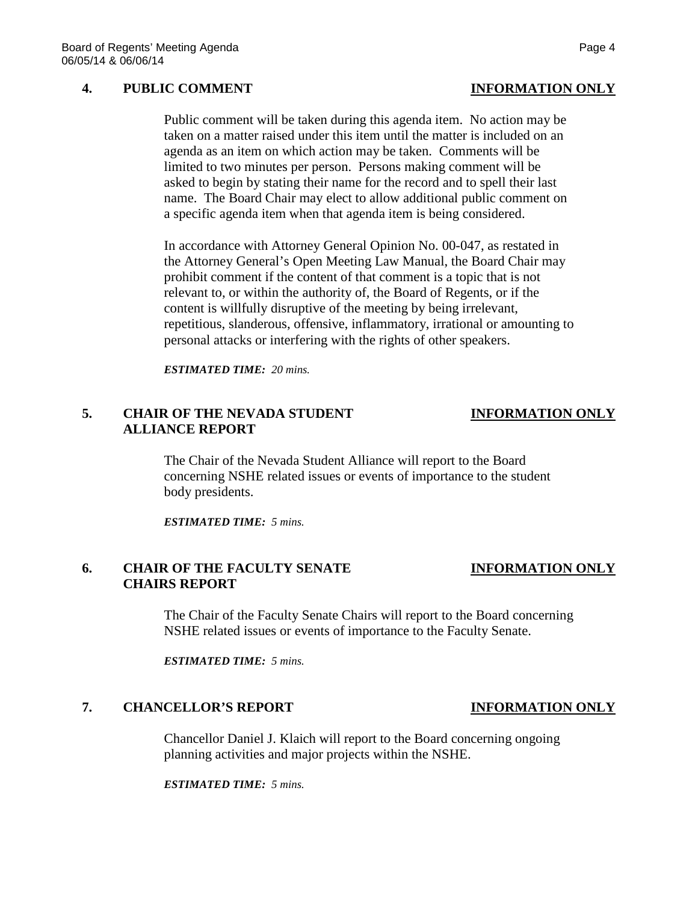## 4. PUBLIC COMMENT **INFORMATION ONLY**

Public comment will be taken during this agenda item. No action may be taken on a matter raised under this item until the matter is included on an agenda as an item on which action may be taken. Comments will be limited to two minutes per person. Persons making comment will be asked to begin by stating their name for the record and to spell their last name. The Board Chair may elect to allow additional public comment on a specific agenda item when that agenda item is being considered.

In accordance with Attorney General Opinion No. 00-047, as restated in the Attorney General's Open Meeting Law Manual, the Board Chair may prohibit comment if the content of that comment is a topic that is not relevant to, or within the authority of, the Board of Regents, or if the content is willfully disruptive of the meeting by being irrelevant, repetitious, slanderous, offensive, inflammatory, irrational or amounting to personal attacks or interfering with the rights of other speakers.

***ESTIMATED TIME:*** *20 mins.*

## 5. CHAIR OF THE NEVADA STUDENT ALLIANCE REPORT **INFORMATION ONLY**

The Chair of the Nevada Student Alliance will report to the Board concerning NSHE related issues or events of importance to the student body presidents.

***ESTIMATED TIME:*** *5 mins.*

## 6. CHAIR OF THE FACULTY SENATE CHAIRS REPORT **INFORMATION ONLY**

The Chair of the Faculty Senate Chairs will report to the Board concerning NSHE related issues or events of importance to the Faculty Senate.

***ESTIMATED TIME:*** *5 mins.*

## 7. CHANCELLOR'S REPORT **INFORMATION ONLY**

Chancellor Daniel J. Klaich will report to the Board concerning ongoing planning activities and major projects within the NSHE.

***ESTIMATED TIME:*** *5 mins.*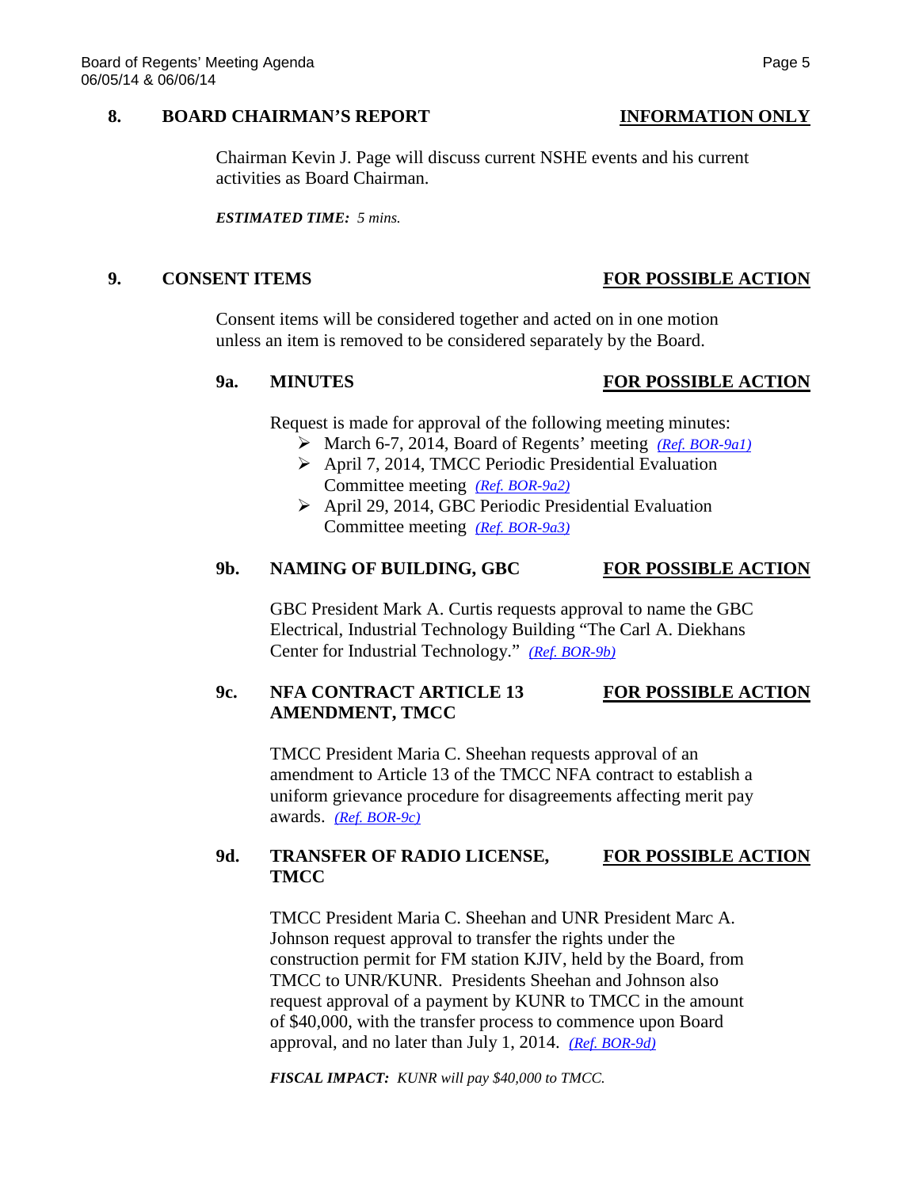## 8. BOARD CHAIRMAN'S REPORT **INFORMATION ONLY**

Chairman Kevin J. Page will discuss current NSHE events and his current activities as Board Chairman.

***ESTIMATED TIME:*** *5 mins.*

## 9. CONSENT ITEMS **FOR POSSIBLE ACTION**

Consent items will be considered together and acted on in one motion unless an item is removed to be considered separately by the Board.

### 9a. MINUTES **FOR POSSIBLE ACTION**

Request is made for approval of the following meeting minutes:

- March 6-7, 2014, Board of Regents' meeting *(Ref. BOR-9a1)*
- April 7, 2014, TMCC Periodic Presidential Evaluation Committee meeting *(Ref. BOR-9a2)*
- April 29, 2014, GBC Periodic Presidential Evaluation Committee meeting *(Ref. BOR-9a3)*

### 9b. NAMING OF BUILDING, GBC **FOR POSSIBLE ACTION**

GBC President Mark A. Curtis requests approval to name the GBC Electrical, Industrial Technology Building "The Carl A. Diekhans Center for Industrial Technology." *(Ref. BOR-9b)*

### 9c. NFA CONTRACT ARTICLE 13 AMENDMENT, TMCC **FOR POSSIBLE ACTION**

TMCC President Maria C. Sheehan requests approval of an amendment to Article 13 of the TMCC NFA contract to establish a uniform grievance procedure for disagreements affecting merit pay awards. *(Ref. BOR-9c)*

### 9d. TRANSFER OF RADIO LICENSE, TMCC **FOR POSSIBLE ACTION**

TMCC President Maria C. Sheehan and UNR President Marc A. Johnson request approval to transfer the rights under the construction permit for FM station KJIV, held by the Board, from TMCC to UNR/KUNR. Presidents Sheehan and Johnson also request approval of a payment by KUNR to TMCC in the amount of $40,000, with the transfer process to commence upon Board approval, and no later than July 1, 2014. *(Ref. BOR-9d)*

***FISCAL IMPACT:*** *KUNR will pay $40,000 to TMCC.*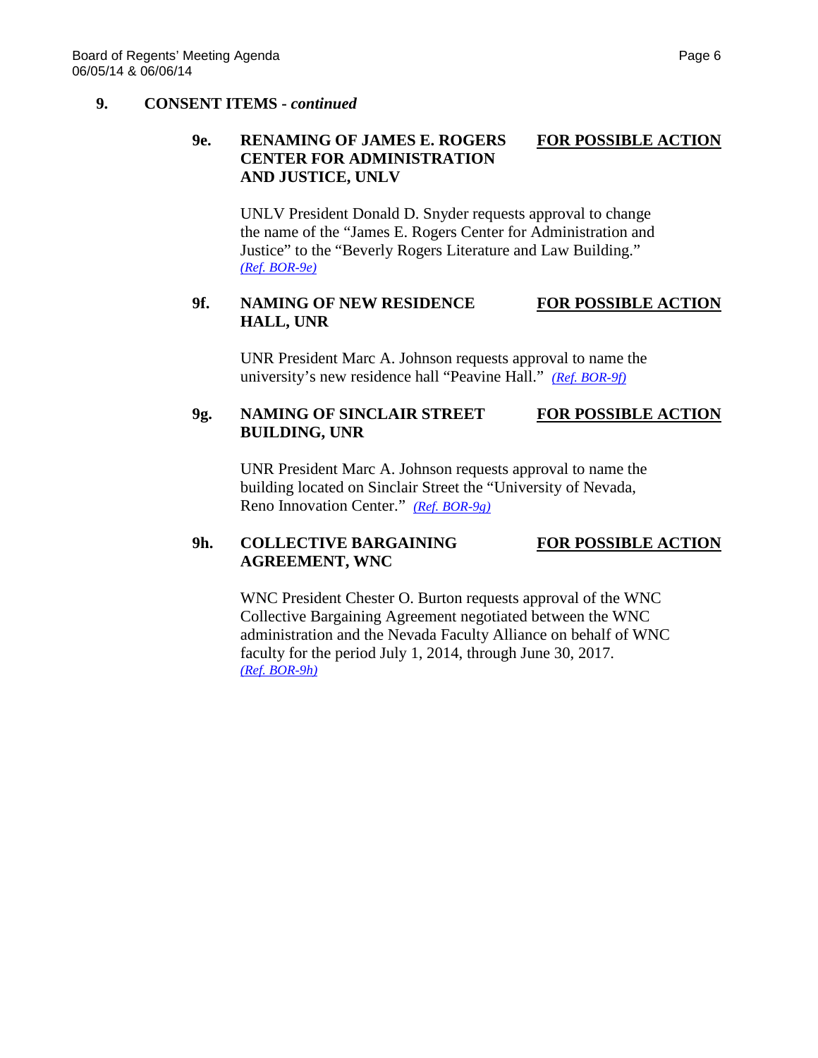## 9. CONSENT ITEMS - *continued*

### 9e. RENAMING OF JAMES E. ROGERS CENTER FOR ADMINISTRATION AND JUSTICE, UNLV — <u>FOR POSSIBLE ACTION</u>

UNLV President Donald D. Snyder requests approval to change the name of the "James E. Rogers Center for Administration and Justice" to the "Beverly Rogers Literature and Law Building." *(Ref. BOR-9e)*

### 9f. NAMING OF NEW RESIDENCE HALL, UNR — <u>FOR POSSIBLE ACTION</u>

UNR President Marc A. Johnson requests approval to name the university's new residence hall "Peavine Hall." *(Ref. BOR-9f)*

### 9g. NAMING OF SINCLAIR STREET BUILDING, UNR — <u>FOR POSSIBLE ACTION</u>

UNR President Marc A. Johnson requests approval to name the building located on Sinclair Street the "University of Nevada, Reno Innovation Center." *(Ref. BOR-9g)*

### 9h. COLLECTIVE BARGAINING AGREEMENT, WNC — <u>FOR POSSIBLE ACTION</u>

WNC President Chester O. Burton requests approval of the WNC Collective Bargaining Agreement negotiated between the WNC administration and the Nevada Faculty Alliance on behalf of WNC faculty for the period July 1, 2014, through June 30, 2017. *(Ref. BOR-9h)*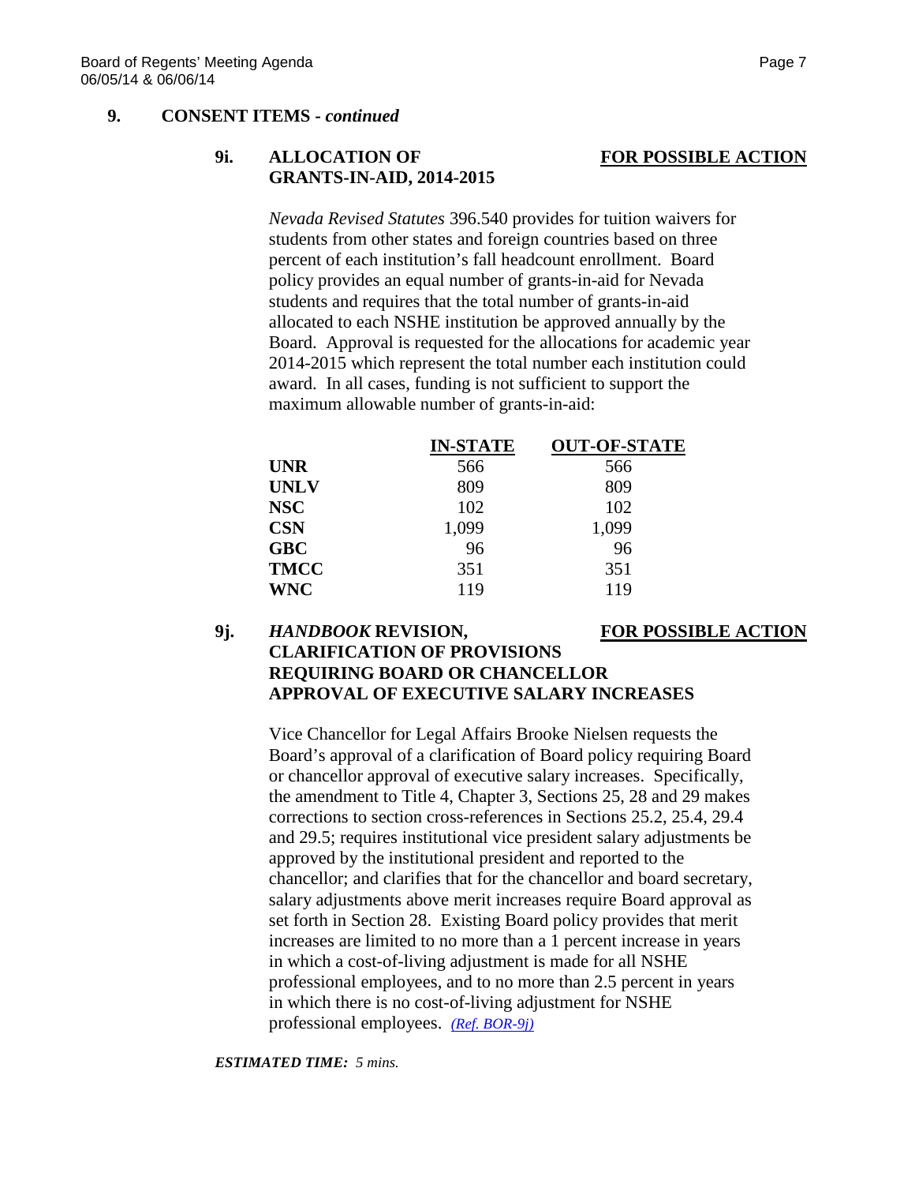## 9. CONSENT ITEMS - *continued*

### 9i. ALLOCATION OF GRANTS-IN-AID, 2014-2015 — FOR POSSIBLE ACTION

*Nevada Revised Statutes* 396.540 provides for tuition waivers for students from other states and foreign countries based on three percent of each institution's fall headcount enrollment. Board policy provides an equal number of grants-in-aid for Nevada students and requires that the total number of grants-in-aid allocated to each NSHE institution be approved annually by the Board. Approval is requested for the allocations for academic year 2014-2015 which represent the total number each institution could award. In all cases, funding is not sufficient to support the maximum allowable number of grants-in-aid:

| | IN-STATE | OUT-OF-STATE |
|---|---|---|
| **UNR** | 566 | 566 |
| **UNLV** | 809 | 809 |
| **NSC** | 102 | 102 |
| **CSN** | 1,099 | 1,099 |
| **GBC** | 96 | 96 |
| **TMCC** | 351 | 351 |
| **WNC** | 119 | 119 |

### 9j. *HANDBOOK* REVISION, CLARIFICATION OF PROVISIONS REQUIRING BOARD OR CHANCELLOR APPROVAL OF EXECUTIVE SALARY INCREASES — FOR POSSIBLE ACTION

Vice Chancellor for Legal Affairs Brooke Nielsen requests the Board's approval of a clarification of Board policy requiring Board or chancellor approval of executive salary increases. Specifically, the amendment to Title 4, Chapter 3, Sections 25, 28 and 29 makes corrections to section cross-references in Sections 25.2, 25.4, 29.4 and 29.5; requires institutional vice president salary adjustments be approved by the institutional president and reported to the chancellor; and clarifies that for the chancellor and board secretary, salary adjustments above merit increases require Board approval as set forth in Section 28. Existing Board policy provides that merit increases are limited to no more than a 1 percent increase in years in which a cost-of-living adjustment is made for all NSHE professional employees, and to no more than 2.5 percent in years in which there is no cost-of-living adjustment for NSHE professional employees. *(Ref. BOR-9j)*

***ESTIMATED TIME:*** *5 mins.*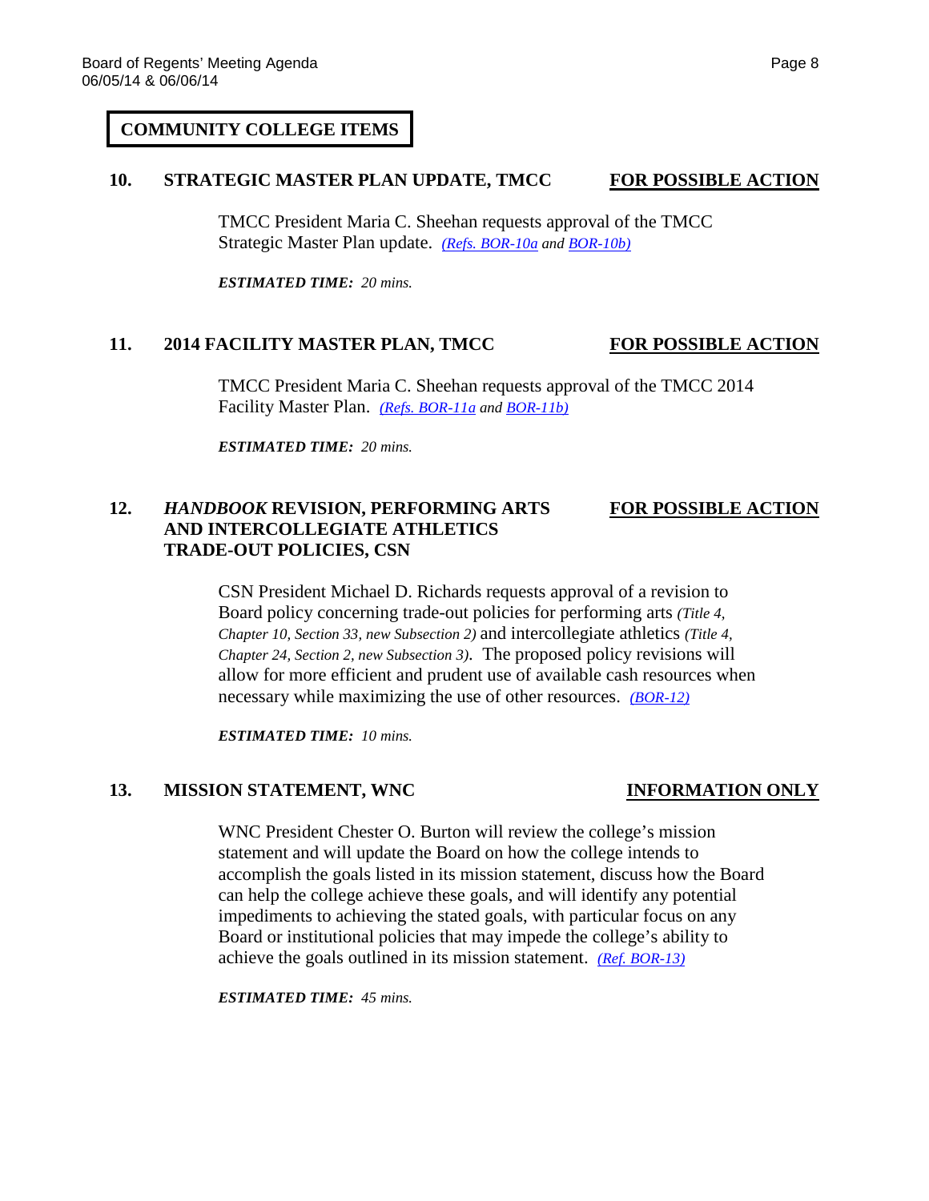## COMMUNITY COLLEGE ITEMS

### 10. STRATEGIC MASTER PLAN UPDATE, TMCC — FOR POSSIBLE ACTION

TMCC President Maria C. Sheehan requests approval of the TMCC Strategic Master Plan update. *(Refs. BOR-10a and BOR-10b)*

***ESTIMATED TIME:*** *20 mins.*

### 11. 2014 FACILITY MASTER PLAN, TMCC — FOR POSSIBLE ACTION

TMCC President Maria C. Sheehan requests approval of the TMCC 2014 Facility Master Plan. *(Refs. BOR-11a and BOR-11b)*

***ESTIMATED TIME:*** *20 mins.*

### 12. *HANDBOOK* REVISION, PERFORMING ARTS AND INTERCOLLEGIATE ATHLETICS TRADE-OUT POLICIES, CSN — FOR POSSIBLE ACTION

CSN President Michael D. Richards requests approval of a revision to Board policy concerning trade-out policies for performing arts *(Title 4, Chapter 10, Section 33, new Subsection 2)* and intercollegiate athletics *(Title 4, Chapter 24, Section 2, new Subsection 3)*. The proposed policy revisions will allow for more efficient and prudent use of available cash resources when necessary while maximizing the use of other resources. *(BOR-12)*

***ESTIMATED TIME:*** *10 mins.*

### 13. MISSION STATEMENT, WNC — INFORMATION ONLY

WNC President Chester O. Burton will review the college's mission statement and will update the Board on how the college intends to accomplish the goals listed in its mission statement, discuss how the Board can help the college achieve these goals, and will identify any potential impediments to achieving the stated goals, with particular focus on any Board or institutional policies that may impede the college's ability to achieve the goals outlined in its mission statement. *(Ref. BOR-13)*

***ESTIMATED TIME:*** *45 mins.*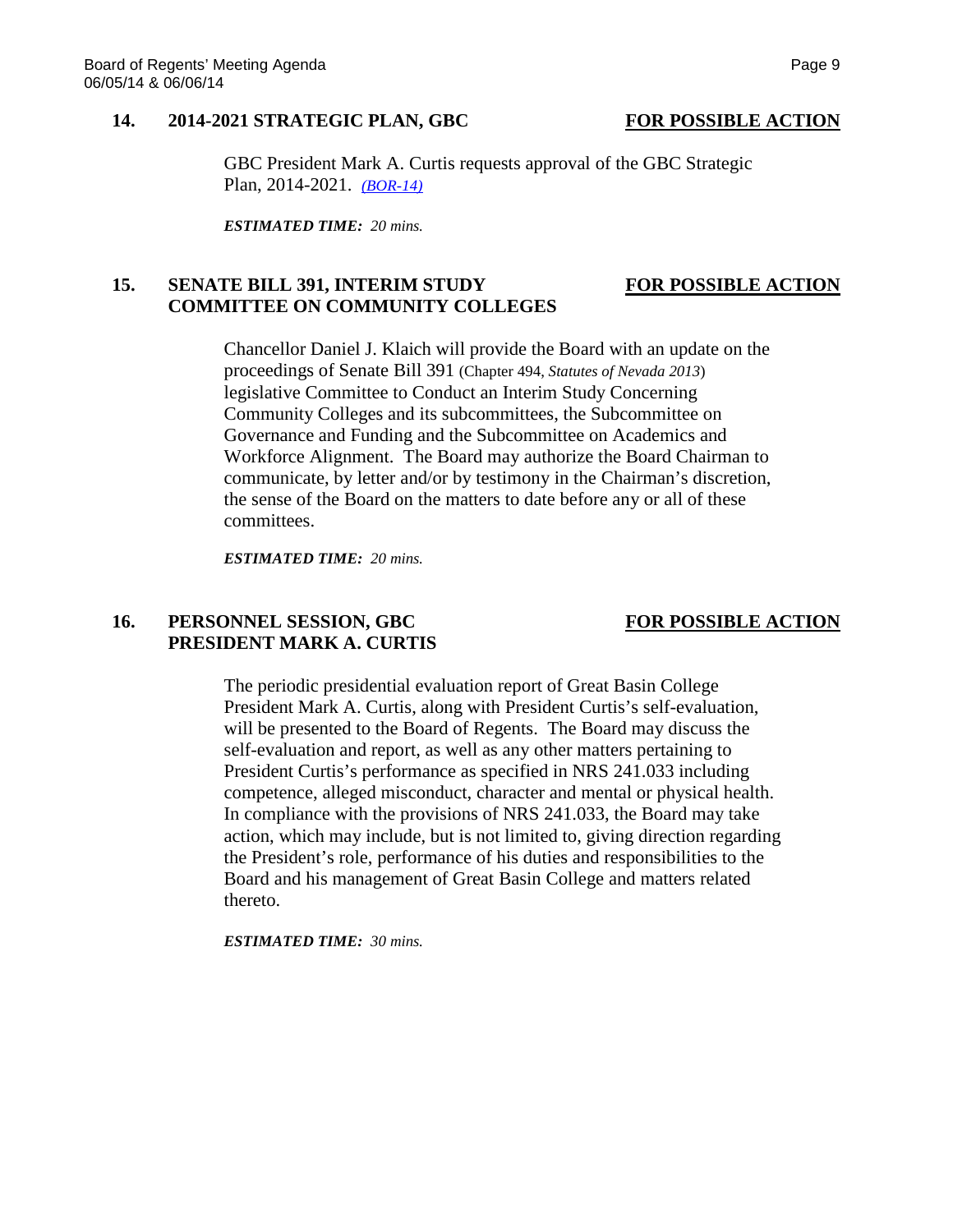## 14. 2014-2021 STRATEGIC PLAN, GBC **FOR POSSIBLE ACTION**

GBC President Mark A. Curtis requests approval of the GBC Strategic Plan, 2014-2021. *(BOR-14)*

***ESTIMATED TIME:*** *20 mins.*

## 15. SENATE BILL 391, INTERIM STUDY COMMITTEE ON COMMUNITY COLLEGES **FOR POSSIBLE ACTION**

Chancellor Daniel J. Klaich will provide the Board with an update on the proceedings of Senate Bill 391 (Chapter 494, *Statutes of Nevada 2013*) legislative Committee to Conduct an Interim Study Concerning Community Colleges and its subcommittees, the Subcommittee on Governance and Funding and the Subcommittee on Academics and Workforce Alignment. The Board may authorize the Board Chairman to communicate, by letter and/or by testimony in the Chairman's discretion, the sense of the Board on the matters to date before any or all of these committees.

***ESTIMATED TIME:*** *20 mins.*

## 16. PERSONNEL SESSION, GBC PRESIDENT MARK A. CURTIS **FOR POSSIBLE ACTION**

The periodic presidential evaluation report of Great Basin College President Mark A. Curtis, along with President Curtis's self-evaluation, will be presented to the Board of Regents. The Board may discuss the self-evaluation and report, as well as any other matters pertaining to President Curtis's performance as specified in NRS 241.033 including competence, alleged misconduct, character and mental or physical health. In compliance with the provisions of NRS 241.033, the Board may take action, which may include, but is not limited to, giving direction regarding the President's role, performance of his duties and responsibilities to the Board and his management of Great Basin College and matters related thereto.

***ESTIMATED TIME:*** *30 mins.*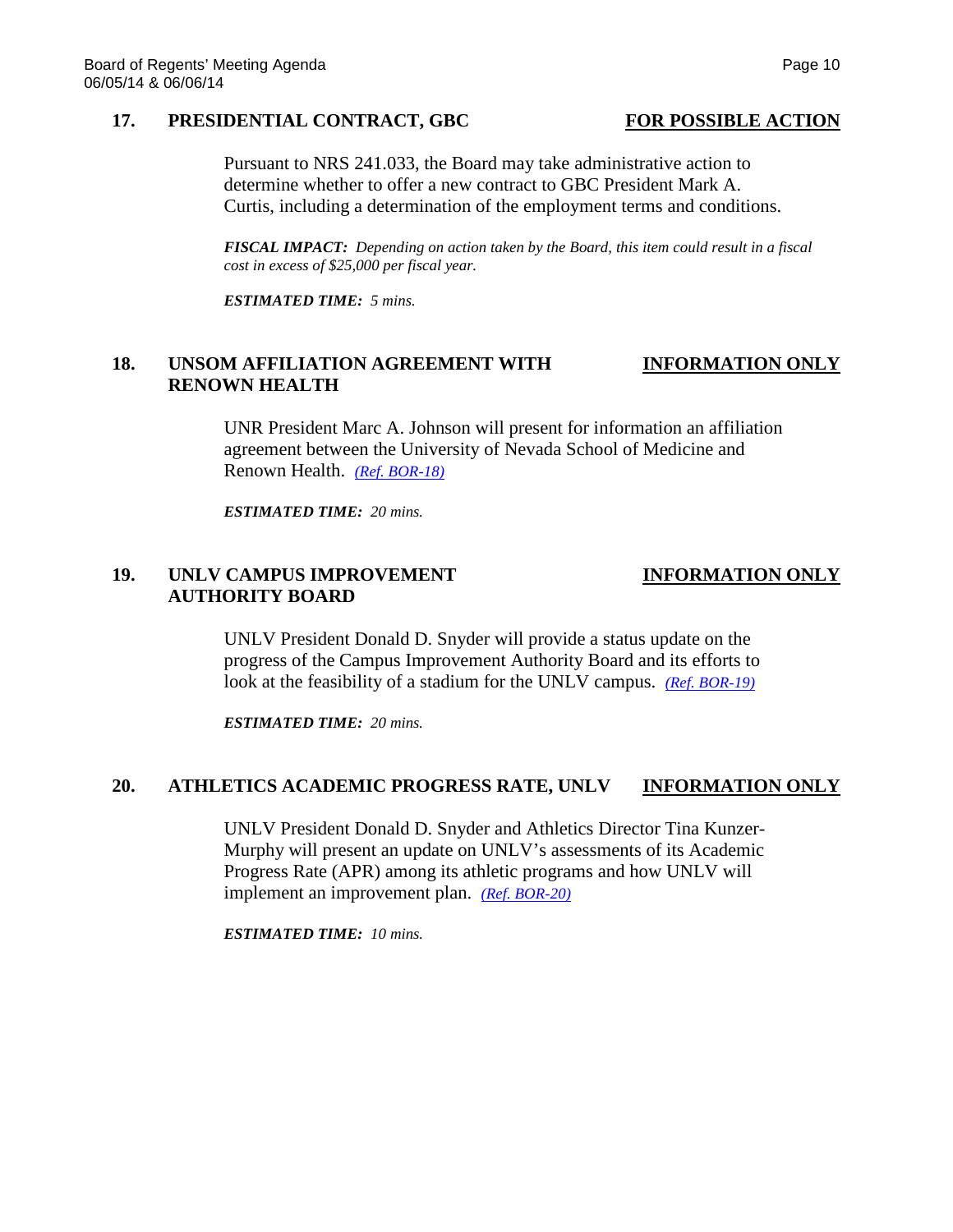## 17. PRESIDENTIAL CONTRACT, GBC — FOR POSSIBLE ACTION

Pursuant to NRS 241.033, the Board may take administrative action to determine whether to offer a new contract to GBC President Mark A. Curtis, including a determination of the employment terms and conditions.

***FISCAL IMPACT:*** *Depending on action taken by the Board, this item could result in a fiscal cost in excess of $25,000 per fiscal year.*

***ESTIMATED TIME:*** *5 mins.*

## 18. UNSOM AFFILIATION AGREEMENT WITH RENOWN HEALTH — INFORMATION ONLY

UNR President Marc A. Johnson will present for information an affiliation agreement between the University of Nevada School of Medicine and Renown Health. *(Ref. BOR-18)*

***ESTIMATED TIME:*** *20 mins.*

## 19. UNLV CAMPUS IMPROVEMENT AUTHORITY BOARD — INFORMATION ONLY

UNLV President Donald D. Snyder will provide a status update on the progress of the Campus Improvement Authority Board and its efforts to look at the feasibility of a stadium for the UNLV campus. *(Ref. BOR-19)*

***ESTIMATED TIME:*** *20 mins.*

## 20. ATHLETICS ACADEMIC PROGRESS RATE, UNLV — INFORMATION ONLY

UNLV President Donald D. Snyder and Athletics Director Tina Kunzer-Murphy will present an update on UNLV's assessments of its Academic Progress Rate (APR) among its athletic programs and how UNLV will implement an improvement plan. *(Ref. BOR-20)*

***ESTIMATED TIME:*** *10 mins.*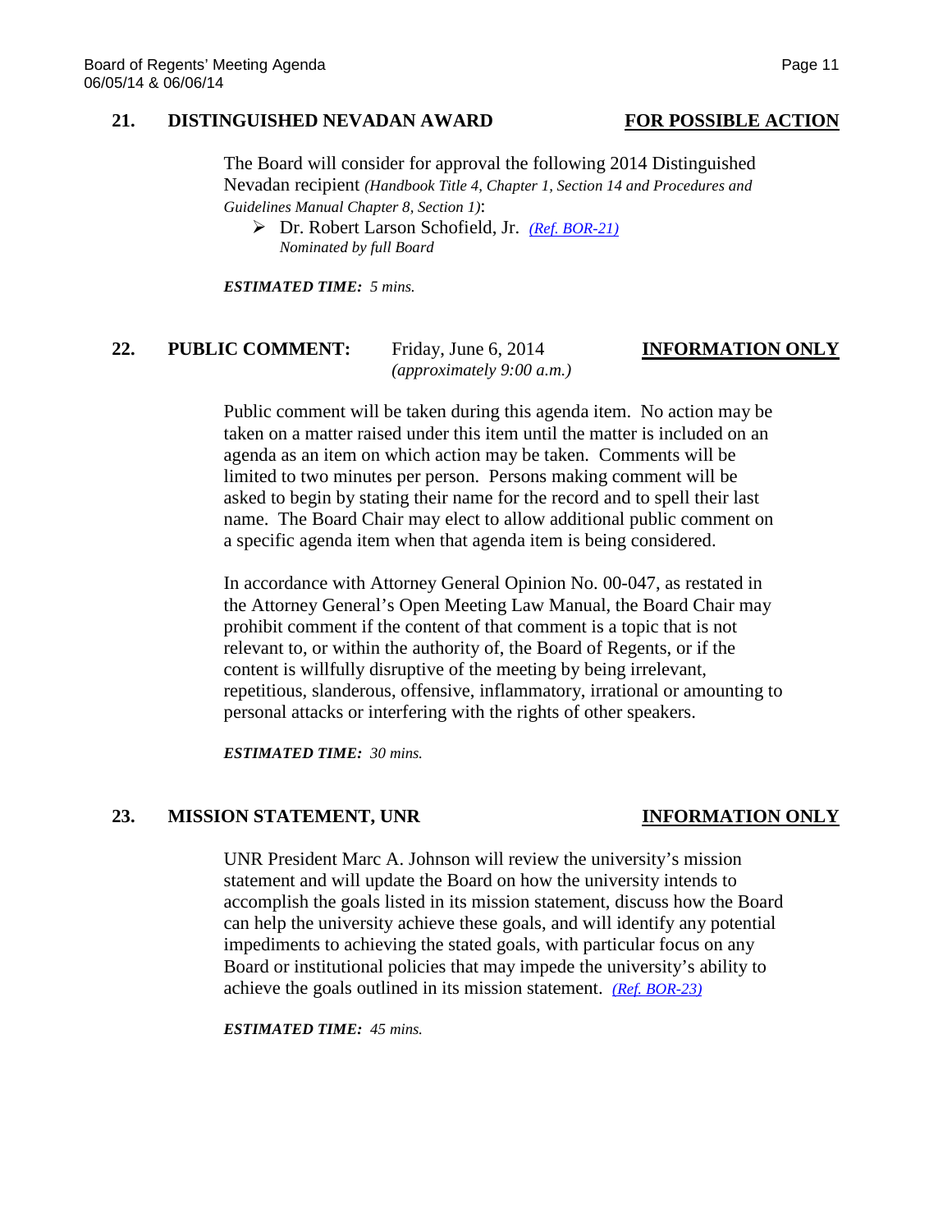## 21. DISTINGUISHED NEVADAN AWARD — FOR POSSIBLE ACTION

The Board will consider for approval the following 2014 Distinguished Nevadan recipient *(Handbook Title 4, Chapter 1, Section 14 and Procedures and Guidelines Manual Chapter 8, Section 1)*:

- Dr. Robert Larson Schofield, Jr. *(Ref. BOR-21)*
  *Nominated by full Board*

***ESTIMATED TIME:*** *5 mins.*

## 22. PUBLIC COMMENT: Friday, June 6, 2014 *(approximately 9:00 a.m.)* — INFORMATION ONLY

Public comment will be taken during this agenda item. No action may be taken on a matter raised under this item until the matter is included on an agenda as an item on which action may be taken. Comments will be limited to two minutes per person. Persons making comment will be asked to begin by stating their name for the record and to spell their last name. The Board Chair may elect to allow additional public comment on a specific agenda item when that agenda item is being considered.

In accordance with Attorney General Opinion No. 00-047, as restated in the Attorney General's Open Meeting Law Manual, the Board Chair may prohibit comment if the content of that comment is a topic that is not relevant to, or within the authority of, the Board of Regents, or if the content is willfully disruptive of the meeting by being irrelevant, repetitious, slanderous, offensive, inflammatory, irrational or amounting to personal attacks or interfering with the rights of other speakers.

***ESTIMATED TIME:*** *30 mins.*

## 23. MISSION STATEMENT, UNR — INFORMATION ONLY

UNR President Marc A. Johnson will review the university's mission statement and will update the Board on how the university intends to accomplish the goals listed in its mission statement, discuss how the Board can help the university achieve these goals, and will identify any potential impediments to achieving the stated goals, with particular focus on any Board or institutional policies that may impede the university's ability to achieve the goals outlined in its mission statement. *(Ref. BOR-23)*

***ESTIMATED TIME:*** *45 mins.*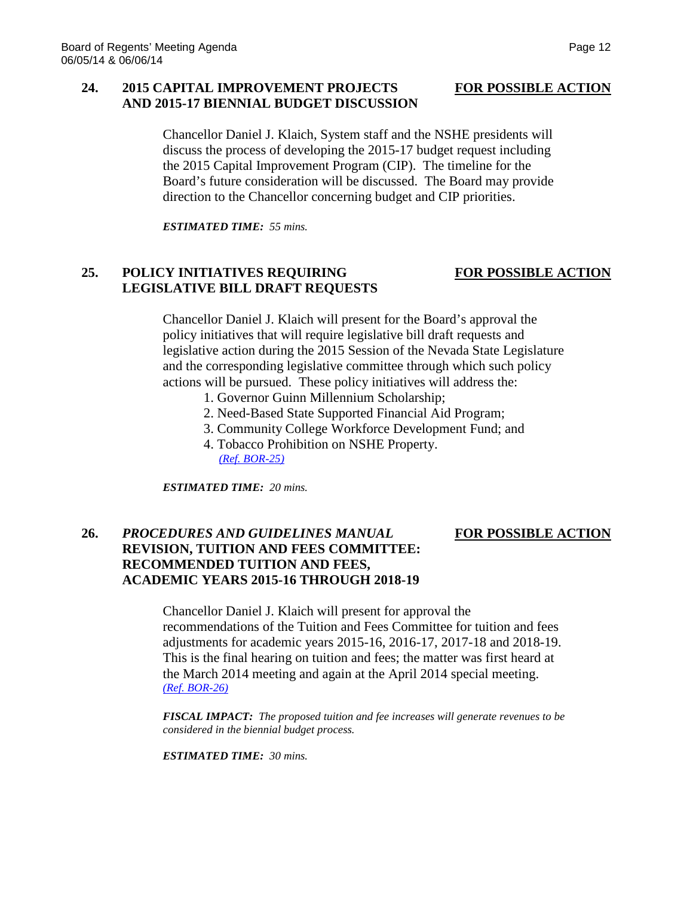## 24. 2015 CAPITAL IMPROVEMENT PROJECTS AND 2015-17 BIENNIAL BUDGET DISCUSSION — FOR POSSIBLE ACTION

Chancellor Daniel J. Klaich, System staff and the NSHE presidents will discuss the process of developing the 2015-17 budget request including the 2015 Capital Improvement Program (CIP). The timeline for the Board's future consideration will be discussed. The Board may provide direction to the Chancellor concerning budget and CIP priorities.

***ESTIMATED TIME:*** *55 mins.*

## 25. POLICY INITIATIVES REQUIRING LEGISLATIVE BILL DRAFT REQUESTS — FOR POSSIBLE ACTION

Chancellor Daniel J. Klaich will present for the Board's approval the policy initiatives that will require legislative bill draft requests and legislative action during the 2015 Session of the Nevada State Legislature and the corresponding legislative committee through which such policy actions will be pursued. These policy initiatives will address the:

1. Governor Guinn Millennium Scholarship;
2. Need-Based State Supported Financial Aid Program;
3. Community College Workforce Development Fund; and
4. Tobacco Prohibition on NSHE Property.

*(Ref. BOR-25)*

***ESTIMATED TIME:*** *20 mins.*

## 26. *PROCEDURES AND GUIDELINES MANUAL* REVISION, TUITION AND FEES COMMITTEE: RECOMMENDED TUITION AND FEES, ACADEMIC YEARS 2015-16 THROUGH 2018-19 — FOR POSSIBLE ACTION

Chancellor Daniel J. Klaich will present for approval the recommendations of the Tuition and Fees Committee for tuition and fees adjustments for academic years 2015-16, 2016-17, 2017-18 and 2018-19. This is the final hearing on tuition and fees; the matter was first heard at the March 2014 meeting and again at the April 2014 special meeting. *(Ref. BOR-26)*

***FISCAL IMPACT:*** *The proposed tuition and fee increases will generate revenues to be considered in the biennial budget process.*

***ESTIMATED TIME:*** *30 mins.*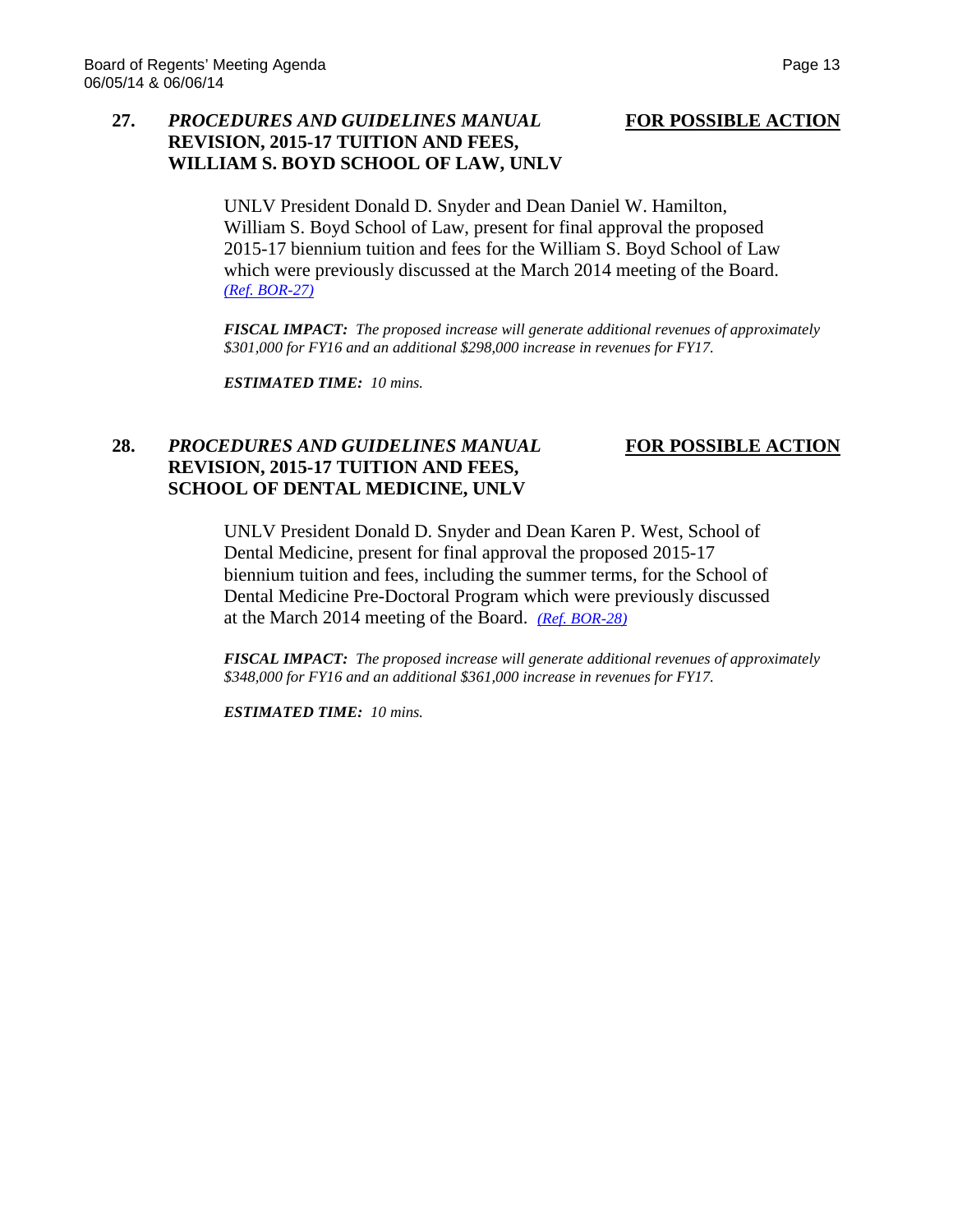**27.** ***PROCEDURES AND GUIDELINES MANUAL*** **REVISION, 2015-17 TUITION AND FEES, WILLIAM S. BOYD SCHOOL OF LAW, UNLV** **FOR POSSIBLE ACTION**

UNLV President Donald D. Snyder and Dean Daniel W. Hamilton, William S. Boyd School of Law, present for final approval the proposed 2015-17 biennium tuition and fees for the William S. Boyd School of Law which were previously discussed at the March 2014 meeting of the Board. *(Ref. BOR-27)*

***FISCAL IMPACT:*** *The proposed increase will generate additional revenues of approximately $301,000 for FY16 and an additional $298,000 increase in revenues for FY17.*

***ESTIMATED TIME:*** *10 mins.*

**28.** ***PROCEDURES AND GUIDELINES MANUAL*** **REVISION, 2015-17 TUITION AND FEES, SCHOOL OF DENTAL MEDICINE, UNLV** **FOR POSSIBLE ACTION**

UNLV President Donald D. Snyder and Dean Karen P. West, School of Dental Medicine, present for final approval the proposed 2015-17 biennium tuition and fees, including the summer terms, for the School of Dental Medicine Pre-Doctoral Program which were previously discussed at the March 2014 meeting of the Board. *(Ref. BOR-28)*

***FISCAL IMPACT:*** *The proposed increase will generate additional revenues of approximately $348,000 for FY16 and an additional $361,000 increase in revenues for FY17.*

***ESTIMATED TIME:*** *10 mins.*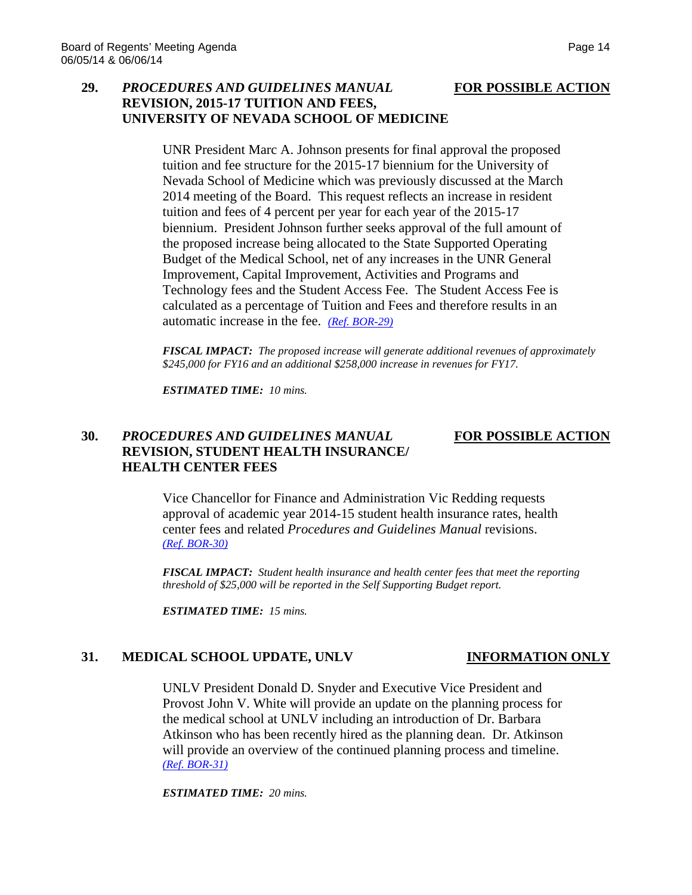## 29. *PROCEDURES AND GUIDELINES MANUAL* REVISION, 2015-17 TUITION AND FEES, UNIVERSITY OF NEVADA SCHOOL OF MEDICINE — **FOR POSSIBLE ACTION**

UNR President Marc A. Johnson presents for final approval the proposed tuition and fee structure for the 2015-17 biennium for the University of Nevada School of Medicine which was previously discussed at the March 2014 meeting of the Board. This request reflects an increase in resident tuition and fees of 4 percent per year for each year of the 2015-17 biennium. President Johnson further seeks approval of the full amount of the proposed increase being allocated to the State Supported Operating Budget of the Medical School, net of any increases in the UNR General Improvement, Capital Improvement, Activities and Programs and Technology fees and the Student Access Fee. The Student Access Fee is calculated as a percentage of Tuition and Fees and therefore results in an automatic increase in the fee. *(Ref. BOR-29)*

***FISCAL IMPACT:*** *The proposed increase will generate additional revenues of approximately $245,000 for FY16 and an additional $258,000 increase in revenues for FY17.*

***ESTIMATED TIME:*** *10 mins.*

## 30. *PROCEDURES AND GUIDELINES MANUAL* REVISION, STUDENT HEALTH INSURANCE/ HEALTH CENTER FEES — **FOR POSSIBLE ACTION**

Vice Chancellor for Finance and Administration Vic Redding requests approval of academic year 2014-15 student health insurance rates, health center fees and related *Procedures and Guidelines Manual* revisions. *(Ref. BOR-30)*

***FISCAL IMPACT:*** *Student health insurance and health center fees that meet the reporting threshold of $25,000 will be reported in the Self Supporting Budget report.*

***ESTIMATED TIME:*** *15 mins.*

## 31. MEDICAL SCHOOL UPDATE, UNLV — **INFORMATION ONLY**

UNLV President Donald D. Snyder and Executive Vice President and Provost John V. White will provide an update on the planning process for the medical school at UNLV including an introduction of Dr. Barbara Atkinson who has been recently hired as the planning dean. Dr. Atkinson will provide an overview of the continued planning process and timeline. *(Ref. BOR-31)*

***ESTIMATED TIME:*** *20 mins.*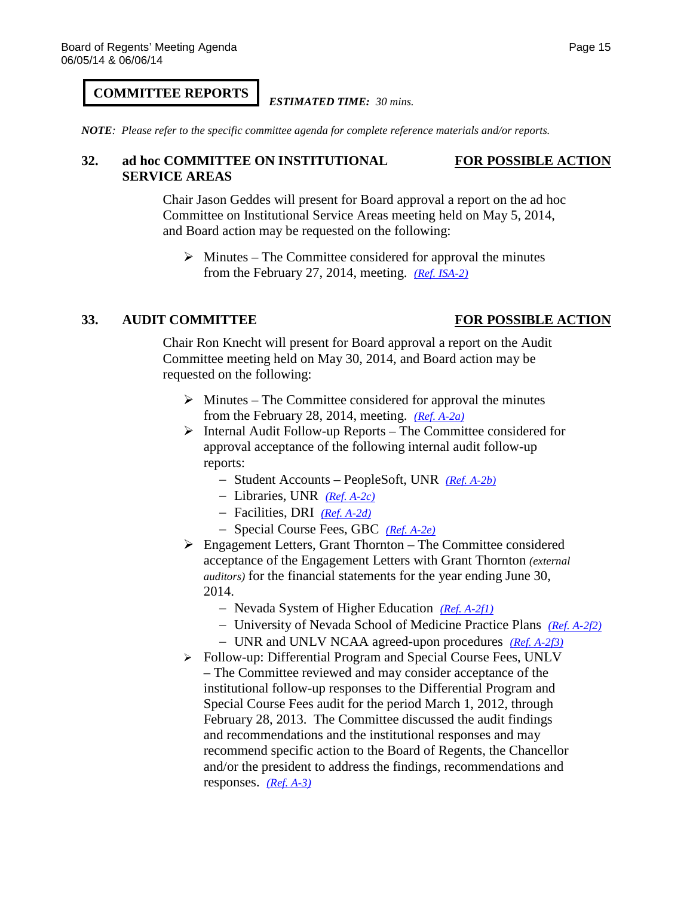## COMMITTEE REPORTS

*ESTIMATED TIME: 30 mins.*

***NOTE**: Please refer to the specific committee agenda for complete reference materials and/or reports.*

### 32. ad hoc COMMITTEE ON INSTITUTIONAL SERVICE AREAS — FOR POSSIBLE ACTION

Chair Jason Geddes will present for Board approval a report on the ad hoc Committee on Institutional Service Areas meeting held on May 5, 2014, and Board action may be requested on the following:

- Minutes – The Committee considered for approval the minutes from the February 27, 2014, meeting. *(Ref. ISA-2)*

### 33. AUDIT COMMITTEE — FOR POSSIBLE ACTION

Chair Ron Knecht will present for Board approval a report on the Audit Committee meeting held on May 30, 2014, and Board action may be requested on the following:

- Minutes – The Committee considered for approval the minutes from the February 28, 2014, meeting. *(Ref. A-2a)*
- Internal Audit Follow-up Reports – The Committee considered for approval acceptance of the following internal audit follow-up reports:
  - Student Accounts – PeopleSoft, UNR *(Ref. A-2b)*
  - Libraries, UNR *(Ref. A-2c)*
  - Facilities, DRI *(Ref. A-2d)*
  - Special Course Fees, GBC *(Ref. A-2e)*
- Engagement Letters, Grant Thornton – The Committee considered acceptance of the Engagement Letters with Grant Thornton *(external auditors)* for the financial statements for the year ending June 30, 2014.
  - Nevada System of Higher Education *(Ref. A-2f1)*
  - University of Nevada School of Medicine Practice Plans *(Ref. A-2f2)*
  - UNR and UNLV NCAA agreed-upon procedures *(Ref. A-2f3)*
- Follow-up: Differential Program and Special Course Fees, UNLV – The Committee reviewed and may consider acceptance of the institutional follow-up responses to the Differential Program and Special Course Fees audit for the period March 1, 2012, through February 28, 2013. The Committee discussed the audit findings and recommendations and the institutional responses and may recommend specific action to the Board of Regents, the Chancellor and/or the president to address the findings, recommendations and responses. *(Ref. A-3)*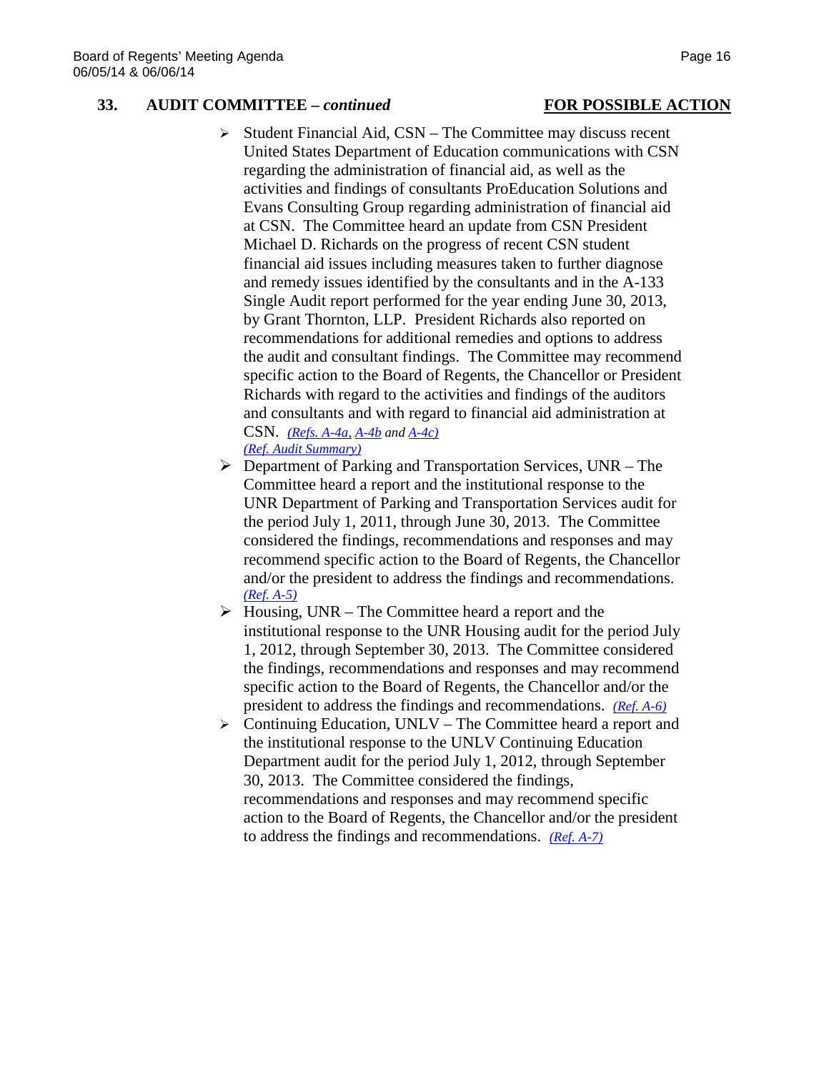**33. AUDIT COMMITTEE – *continued*** **FOR POSSIBLE ACTION**

- Student Financial Aid, CSN – The Committee may discuss recent United States Department of Education communications with CSN regarding the administration of financial aid, as well as the activities and findings of consultants ProEducation Solutions and Evans Consulting Group regarding administration of financial aid at CSN. The Committee heard an update from CSN President Michael D. Richards on the progress of recent CSN student financial aid issues including measures taken to further diagnose and remedy issues identified by the consultants and in the A-133 Single Audit report performed for the year ending June 30, 2013, by Grant Thornton, LLP. President Richards also reported on recommendations for additional remedies and options to address the audit and consultant findings. The Committee may recommend specific action to the Board of Regents, the Chancellor or President Richards with regard to the activities and findings of the auditors and consultants and with regard to financial aid administration at CSN. *(Refs. A-4a, A-4b and A-4c)* *(Ref. Audit Summary)*
- Department of Parking and Transportation Services, UNR – The Committee heard a report and the institutional response to the UNR Department of Parking and Transportation Services audit for the period July 1, 2011, through June 30, 2013. The Committee considered the findings, recommendations and responses and may recommend specific action to the Board of Regents, the Chancellor and/or the president to address the findings and recommendations. *(Ref. A-5)*
- Housing, UNR – The Committee heard a report and the institutional response to the UNR Housing audit for the period July 1, 2012, through September 30, 2013. The Committee considered the findings, recommendations and responses and may recommend specific action to the Board of Regents, the Chancellor and/or the president to address the findings and recommendations. *(Ref. A-6)*
- Continuing Education, UNLV – The Committee heard a report and the institutional response to the UNLV Continuing Education Department audit for the period July 1, 2012, through September 30, 2013. The Committee considered the findings, recommendations and responses and may recommend specific action to the Board of Regents, the Chancellor and/or the president to address the findings and recommendations. *(Ref. A-7)*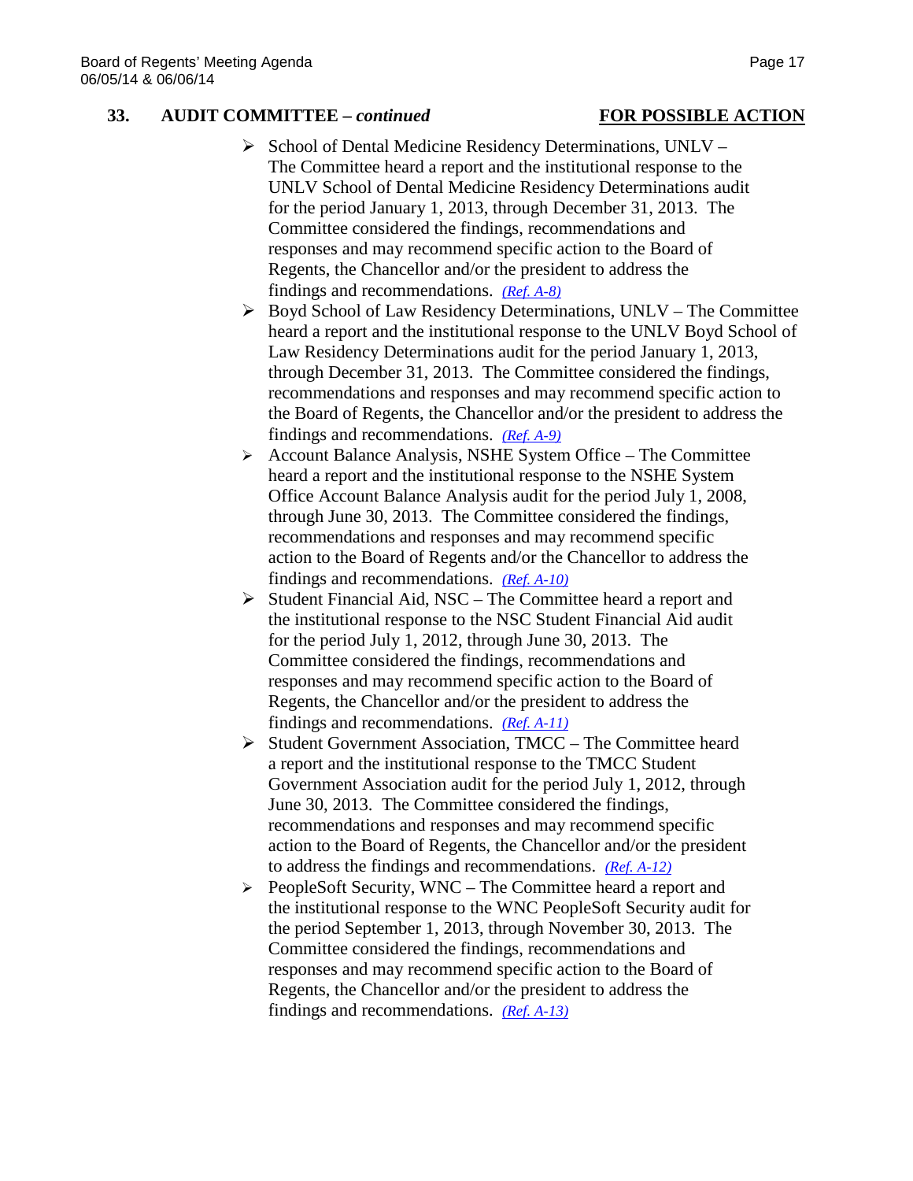## 33. AUDIT COMMITTEE – *continued* **FOR POSSIBLE ACTION**

- School of Dental Medicine Residency Determinations, UNLV – The Committee heard a report and the institutional response to the UNLV School of Dental Medicine Residency Determinations audit for the period January 1, 2013, through December 31, 2013. The Committee considered the findings, recommendations and responses and may recommend specific action to the Board of Regents, the Chancellor and/or the president to address the findings and recommendations. *(Ref. A-8)*
- Boyd School of Law Residency Determinations, UNLV – The Committee heard a report and the institutional response to the UNLV Boyd School of Law Residency Determinations audit for the period January 1, 2013, through December 31, 2013. The Committee considered the findings, recommendations and responses and may recommend specific action to the Board of Regents, the Chancellor and/or the president to address the findings and recommendations. *(Ref. A-9)*
- Account Balance Analysis, NSHE System Office – The Committee heard a report and the institutional response to the NSHE System Office Account Balance Analysis audit for the period July 1, 2008, through June 30, 2013. The Committee considered the findings, recommendations and responses and may recommend specific action to the Board of Regents and/or the Chancellor to address the findings and recommendations. *(Ref. A-10)*
- Student Financial Aid, NSC – The Committee heard a report and the institutional response to the NSC Student Financial Aid audit for the period July 1, 2012, through June 30, 2013. The Committee considered the findings, recommendations and responses and may recommend specific action to the Board of Regents, the Chancellor and/or the president to address the findings and recommendations. *(Ref. A-11)*
- Student Government Association, TMCC – The Committee heard a report and the institutional response to the TMCC Student Government Association audit for the period July 1, 2012, through June 30, 2013. The Committee considered the findings, recommendations and responses and may recommend specific action to the Board of Regents, the Chancellor and/or the president to address the findings and recommendations. *(Ref. A-12)*
- PeopleSoft Security, WNC – The Committee heard a report and the institutional response to the WNC PeopleSoft Security audit for the period September 1, 2013, through November 30, 2013. The Committee considered the findings, recommendations and responses and may recommend specific action to the Board of Regents, the Chancellor and/or the president to address the findings and recommendations. *(Ref. A-13)*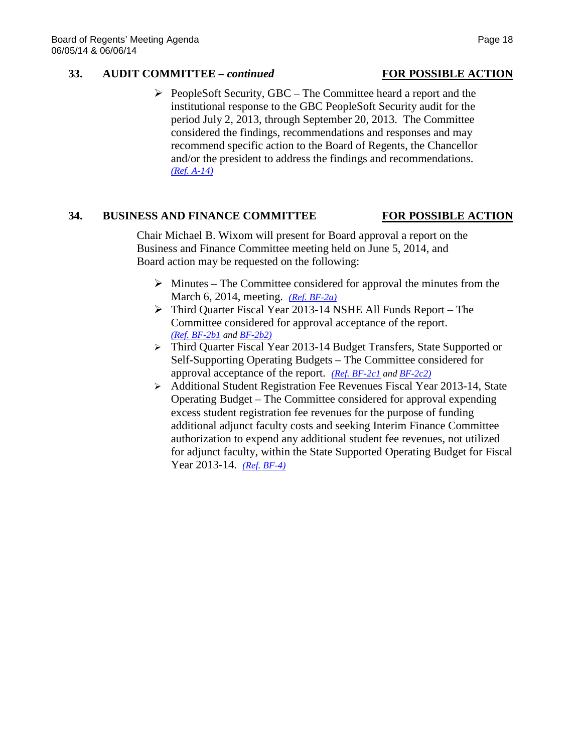**33. AUDIT COMMITTEE – *continued*** **FOR POSSIBLE ACTION**

- PeopleSoft Security, GBC – The Committee heard a report and the institutional response to the GBC PeopleSoft Security audit for the period July 2, 2013, through September 20, 2013. The Committee considered the findings, recommendations and responses and may recommend specific action to the Board of Regents, the Chancellor and/or the president to address the findings and recommendations. *(Ref. A-14)*

**34. BUSINESS AND FINANCE COMMITTEE** **FOR POSSIBLE ACTION**

Chair Michael B. Wixom will present for Board approval a report on the Business and Finance Committee meeting held on June 5, 2014, and Board action may be requested on the following:

- Minutes – The Committee considered for approval the minutes from the March 6, 2014, meeting. *(Ref. BF-2a)*
- Third Quarter Fiscal Year 2013-14 NSHE All Funds Report – The Committee considered for approval acceptance of the report. *(Ref. BF-2b1 and BF-2b2)*
- Third Quarter Fiscal Year 2013-14 Budget Transfers, State Supported or Self-Supporting Operating Budgets – The Committee considered for approval acceptance of the report. *(Ref. BF-2c1 and BF-2c2)*
- Additional Student Registration Fee Revenues Fiscal Year 2013-14, State Operating Budget – The Committee considered for approval expending excess student registration fee revenues for the purpose of funding additional adjunct faculty costs and seeking Interim Finance Committee authorization to expend any additional student fee revenues, not utilized for adjunct faculty, within the State Supported Operating Budget for Fiscal Year 2013-14. *(Ref. BF-4)*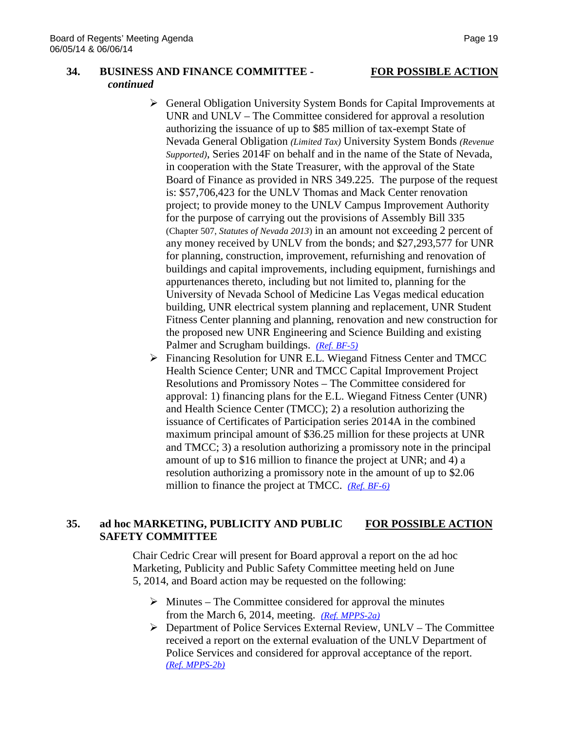**34. BUSINESS AND FINANCE COMMITTEE - *continued*** **FOR POSSIBLE ACTION**

- General Obligation University System Bonds for Capital Improvements at UNR and UNLV – The Committee considered for approval a resolution authorizing the issuance of up to $85 million of tax-exempt State of Nevada General Obligation *(Limited Tax)* University System Bonds *(Revenue Supported)*, Series 2014F on behalf and in the name of the State of Nevada, in cooperation with the State Treasurer, with the approval of the State Board of Finance as provided in NRS 349.225. The purpose of the request is: $57,706,423 for the UNLV Thomas and Mack Center renovation project; to provide money to the UNLV Campus Improvement Authority for the purpose of carrying out the provisions of Assembly Bill 335 (Chapter 507, *Statutes of Nevada 2013*) in an amount not exceeding 2 percent of any money received by UNLV from the bonds; and $27,293,577 for UNR for planning, construction, improvement, refurnishing and renovation of buildings and capital improvements, including equipment, furnishings and appurtenances thereto, including but not limited to, planning for the University of Nevada School of Medicine Las Vegas medical education building, UNR electrical system planning and replacement, UNR Student Fitness Center planning and planning, renovation and new construction for the proposed new UNR Engineering and Science Building and existing Palmer and Scrugham buildings. *(Ref. BF-5)*
- Financing Resolution for UNR E.L. Wiegand Fitness Center and TMCC Health Science Center; UNR and TMCC Capital Improvement Project Resolutions and Promissory Notes – The Committee considered for approval: 1) financing plans for the E.L. Wiegand Fitness Center (UNR) and Health Science Center (TMCC); 2) a resolution authorizing the issuance of Certificates of Participation series 2014A in the combined maximum principal amount of $36.25 million for these projects at UNR and TMCC; 3) a resolution authorizing a promissory note in the principal amount of up to $16 million to finance the project at UNR; and 4) a resolution authorizing a promissory note in the amount of up to $2.06 million to finance the project at TMCC. *(Ref. BF-6)*

**35. ad hoc MARKETING, PUBLICITY AND PUBLIC SAFETY COMMITTEE** **FOR POSSIBLE ACTION**

Chair Cedric Crear will present for Board approval a report on the ad hoc Marketing, Publicity and Public Safety Committee meeting held on June 5, 2014, and Board action may be requested on the following:

- Minutes – The Committee considered for approval the minutes from the March 6, 2014, meeting. *(Ref. MPPS-2a)*
- Department of Police Services External Review, UNLV – The Committee received a report on the external evaluation of the UNLV Department of Police Services and considered for approval acceptance of the report. *(Ref. MPPS-2b)*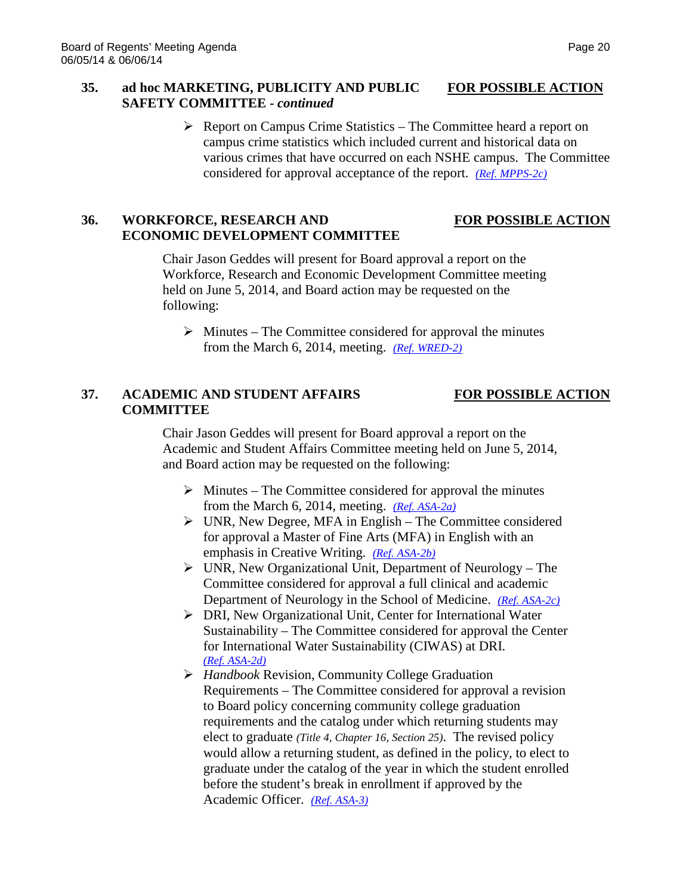**35. ad hoc MARKETING, PUBLICITY AND PUBLIC SAFETY COMMITTEE - *continued*** **FOR POSSIBLE ACTION**

- Report on Campus Crime Statistics – The Committee heard a report on campus crime statistics which included current and historical data on various crimes that have occurred on each NSHE campus. The Committee considered for approval acceptance of the report. *(Ref. MPPS-2c)*

**36. WORKFORCE, RESEARCH AND ECONOMIC DEVELOPMENT COMMITTEE** **FOR POSSIBLE ACTION**

Chair Jason Geddes will present for Board approval a report on the Workforce, Research and Economic Development Committee meeting held on June 5, 2014, and Board action may be requested on the following:

- Minutes – The Committee considered for approval the minutes from the March 6, 2014, meeting. *(Ref. WRED-2)*

**37. ACADEMIC AND STUDENT AFFAIRS COMMITTEE** **FOR POSSIBLE ACTION**

Chair Jason Geddes will present for Board approval a report on the Academic and Student Affairs Committee meeting held on June 5, 2014, and Board action may be requested on the following:

- Minutes – The Committee considered for approval the minutes from the March 6, 2014, meeting. *(Ref. ASA-2a)*
- UNR, New Degree, MFA in English – The Committee considered for approval a Master of Fine Arts (MFA) in English with an emphasis in Creative Writing. *(Ref. ASA-2b)*
- UNR, New Organizational Unit, Department of Neurology – The Committee considered for approval a full clinical and academic Department of Neurology in the School of Medicine. *(Ref. ASA-2c)*
- DRI, New Organizational Unit, Center for International Water Sustainability – The Committee considered for approval the Center for International Water Sustainability (CIWAS) at DRI. *(Ref. ASA-2d)*
- *Handbook* Revision, Community College Graduation Requirements – The Committee considered for approval a revision to Board policy concerning community college graduation requirements and the catalog under which returning students may elect to graduate *(Title 4, Chapter 16, Section 25)*. The revised policy would allow a returning student, as defined in the policy, to elect to graduate under the catalog of the year in which the student enrolled before the student's break in enrollment if approved by the Academic Officer. *(Ref. ASA-3)*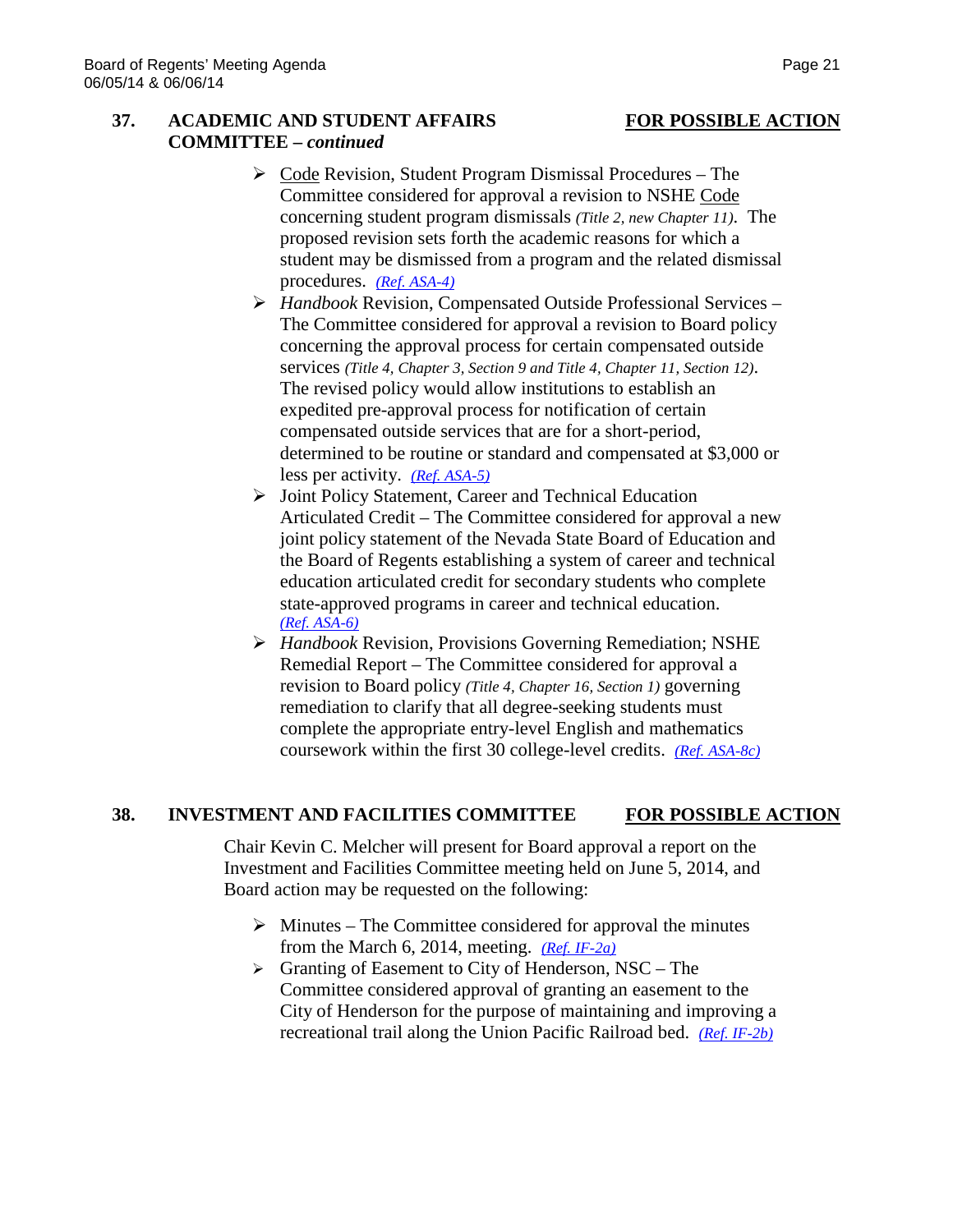**37. ACADEMIC AND STUDENT AFFAIRS COMMITTEE – *continued*** **FOR POSSIBLE ACTION**

- Code Revision, Student Program Dismissal Procedures – The Committee considered for approval a revision to NSHE Code concerning student program dismissals *(Title 2, new Chapter 11)*. The proposed revision sets forth the academic reasons for which a student may be dismissed from a program and the related dismissal procedures. *(Ref. ASA-4)*
- *Handbook* Revision, Compensated Outside Professional Services – The Committee considered for approval a revision to Board policy concerning the approval process for certain compensated outside services *(Title 4, Chapter 3, Section 9 and Title 4, Chapter 11, Section 12)*. The revised policy would allow institutions to establish an expedited pre-approval process for notification of certain compensated outside services that are for a short-period, determined to be routine or standard and compensated at $3,000 or less per activity. *(Ref. ASA-5)*
- Joint Policy Statement, Career and Technical Education Articulated Credit – The Committee considered for approval a new joint policy statement of the Nevada State Board of Education and the Board of Regents establishing a system of career and technical education articulated credit for secondary students who complete state-approved programs in career and technical education. *(Ref. ASA-6)*
- *Handbook* Revision, Provisions Governing Remediation; NSHE Remedial Report – The Committee considered for approval a revision to Board policy *(Title 4, Chapter 16, Section 1)* governing remediation to clarify that all degree-seeking students must complete the appropriate entry-level English and mathematics coursework within the first 30 college-level credits. *(Ref. ASA-8c)*

**38. INVESTMENT AND FACILITIES COMMITTEE** **FOR POSSIBLE ACTION**

Chair Kevin C. Melcher will present for Board approval a report on the Investment and Facilities Committee meeting held on June 5, 2014, and Board action may be requested on the following:

- Minutes – The Committee considered for approval the minutes from the March 6, 2014, meeting. *(Ref. IF-2a)*
- Granting of Easement to City of Henderson, NSC – The Committee considered approval of granting an easement to the City of Henderson for the purpose of maintaining and improving a recreational trail along the Union Pacific Railroad bed. *(Ref. IF-2b)*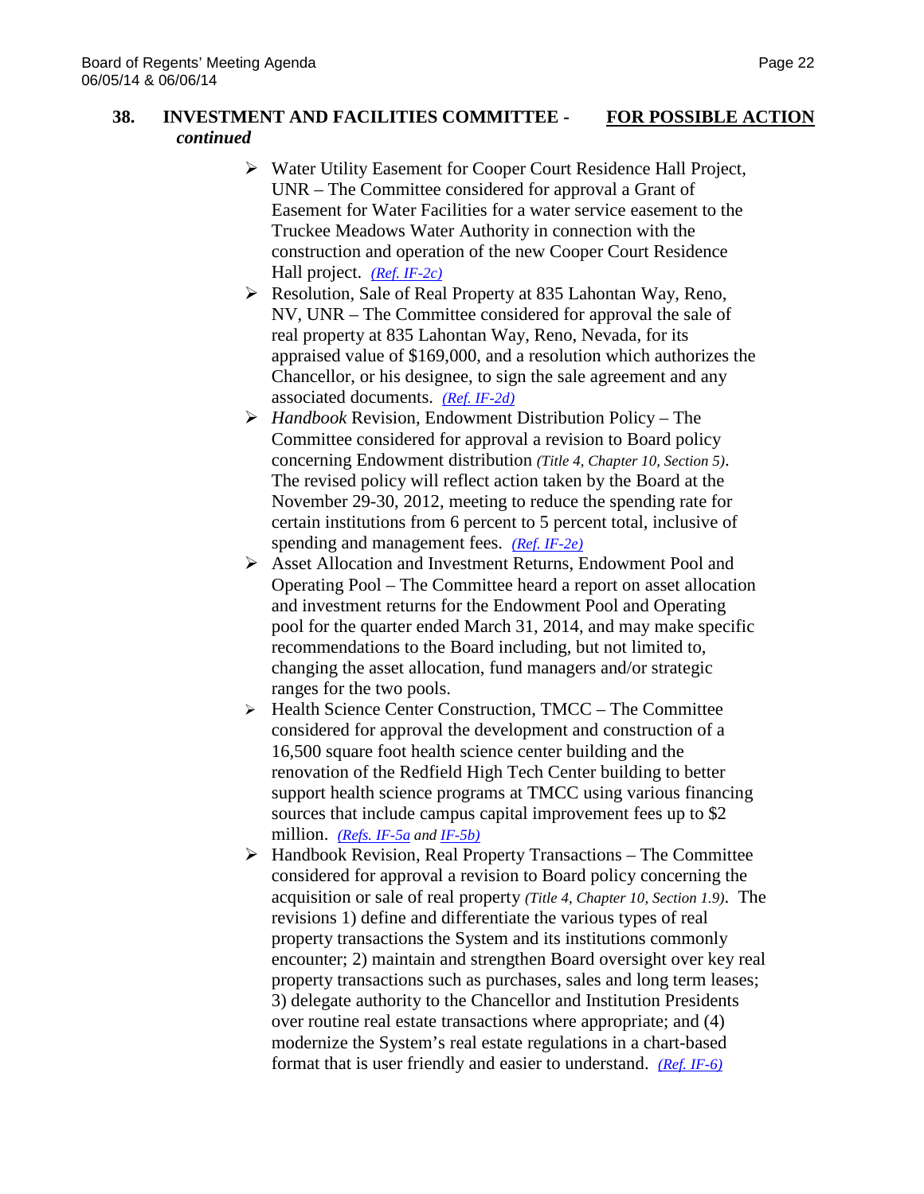**38. INVESTMENT AND FACILITIES COMMITTEE -** ***continued*** **FOR POSSIBLE ACTION**

- Water Utility Easement for Cooper Court Residence Hall Project, UNR – The Committee considered for approval a Grant of Easement for Water Facilities for a water service easement to the Truckee Meadows Water Authority in connection with the construction and operation of the new Cooper Court Residence Hall project. *(Ref. IF-2c)*
- Resolution, Sale of Real Property at 835 Lahontan Way, Reno, NV, UNR – The Committee considered for approval the sale of real property at 835 Lahontan Way, Reno, Nevada, for its appraised value of $169,000, and a resolution which authorizes the Chancellor, or his designee, to sign the sale agreement and any associated documents. *(Ref. IF-2d)*
- *Handbook* Revision, Endowment Distribution Policy – The Committee considered for approval a revision to Board policy concerning Endowment distribution *(Title 4, Chapter 10, Section 5)*. The revised policy will reflect action taken by the Board at the November 29-30, 2012, meeting to reduce the spending rate for certain institutions from 6 percent to 5 percent total, inclusive of spending and management fees. *(Ref. IF-2e)*
- Asset Allocation and Investment Returns, Endowment Pool and Operating Pool – The Committee heard a report on asset allocation and investment returns for the Endowment Pool and Operating pool for the quarter ended March 31, 2014, and may make specific recommendations to the Board including, but not limited to, changing the asset allocation, fund managers and/or strategic ranges for the two pools.
- Health Science Center Construction, TMCC – The Committee considered for approval the development and construction of a 16,500 square foot health science center building and the renovation of the Redfield High Tech Center building to better support health science programs at TMCC using various financing sources that include campus capital improvement fees up to $2 million. *(Refs. IF-5a and IF-5b)*
- Handbook Revision, Real Property Transactions – The Committee considered for approval a revision to Board policy concerning the acquisition or sale of real property *(Title 4, Chapter 10, Section 1.9)*. The revisions 1) define and differentiate the various types of real property transactions the System and its institutions commonly encounter; 2) maintain and strengthen Board oversight over key real property transactions such as purchases, sales and long term leases; 3) delegate authority to the Chancellor and Institution Presidents over routine real estate transactions where appropriate; and (4) modernize the System's real estate regulations in a chart-based format that is user friendly and easier to understand. *(Ref. IF-6)*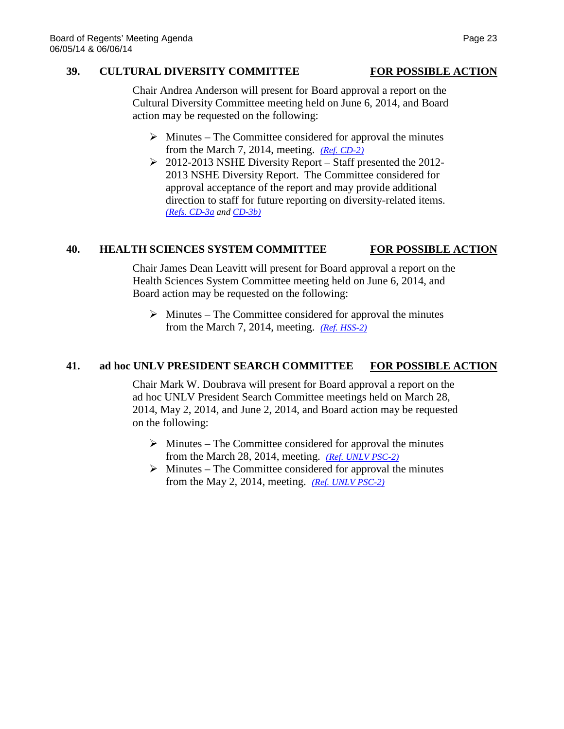### 39. CULTURAL DIVERSITY COMMITTEE — <u>FOR POSSIBLE ACTION</u>

Chair Andrea Anderson will present for Board approval a report on the Cultural Diversity Committee meeting held on June 6, 2014, and Board action may be requested on the following:

- Minutes – The Committee considered for approval the minutes from the March 7, 2014, meeting. *(Ref. CD-2)*
- 2012-2013 NSHE Diversity Report – Staff presented the 2012-2013 NSHE Diversity Report. The Committee considered for approval acceptance of the report and may provide additional direction to staff for future reporting on diversity-related items. *(Refs. CD-3a and CD-3b)*

### 40. HEALTH SCIENCES SYSTEM COMMITTEE — <u>FOR POSSIBLE ACTION</u>

Chair James Dean Leavitt will present for Board approval a report on the Health Sciences System Committee meeting held on June 6, 2014, and Board action may be requested on the following:

- Minutes – The Committee considered for approval the minutes from the March 7, 2014, meeting. *(Ref. HSS-2)*

### 41. ad hoc UNLV PRESIDENT SEARCH COMMITTEE — <u>FOR POSSIBLE ACTION</u>

Chair Mark W. Doubrava will present for Board approval a report on the ad hoc UNLV President Search Committee meetings held on March 28, 2014, May 2, 2014, and June 2, 2014, and Board action may be requested on the following:

- Minutes – The Committee considered for approval the minutes from the March 28, 2014, meeting. *(Ref. UNLV PSC-2)*
- Minutes – The Committee considered for approval the minutes from the May 2, 2014, meeting. *(Ref. UNLV PSC-2)*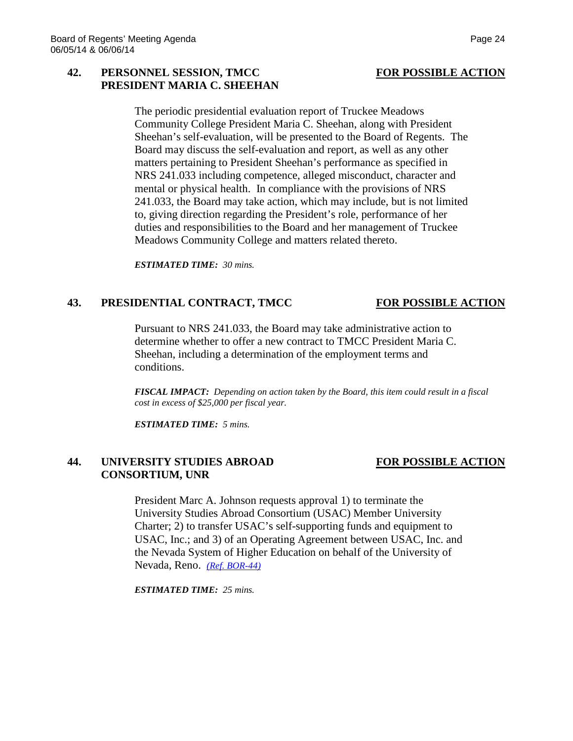### 42. PERSONNEL SESSION, TMCC PRESIDENT MARIA C. SHEEHAN — FOR POSSIBLE ACTION

The periodic presidential evaluation report of Truckee Meadows Community College President Maria C. Sheehan, along with President Sheehan's self-evaluation, will be presented to the Board of Regents. The Board may discuss the self-evaluation and report, as well as any other matters pertaining to President Sheehan's performance as specified in NRS 241.033 including competence, alleged misconduct, character and mental or physical health. In compliance with the provisions of NRS 241.033, the Board may take action, which may include, but is not limited to, giving direction regarding the President's role, performance of her duties and responsibilities to the Board and her management of Truckee Meadows Community College and matters related thereto.

***ESTIMATED TIME:*** *30 mins.*

### 43. PRESIDENTIAL CONTRACT, TMCC — FOR POSSIBLE ACTION

Pursuant to NRS 241.033, the Board may take administrative action to determine whether to offer a new contract to TMCC President Maria C. Sheehan, including a determination of the employment terms and conditions.

***FISCAL IMPACT:*** *Depending on action taken by the Board, this item could result in a fiscal cost in excess of $25,000 per fiscal year.*

***ESTIMATED TIME:*** *5 mins.*

### 44. UNIVERSITY STUDIES ABROAD CONSORTIUM, UNR — FOR POSSIBLE ACTION

President Marc A. Johnson requests approval 1) to terminate the University Studies Abroad Consortium (USAC) Member University Charter; 2) to transfer USAC's self-supporting funds and equipment to USAC, Inc.; and 3) of an Operating Agreement between USAC, Inc. and the Nevada System of Higher Education on behalf of the University of Nevada, Reno. *(Ref. BOR-44)*

***ESTIMATED TIME:*** *25 mins.*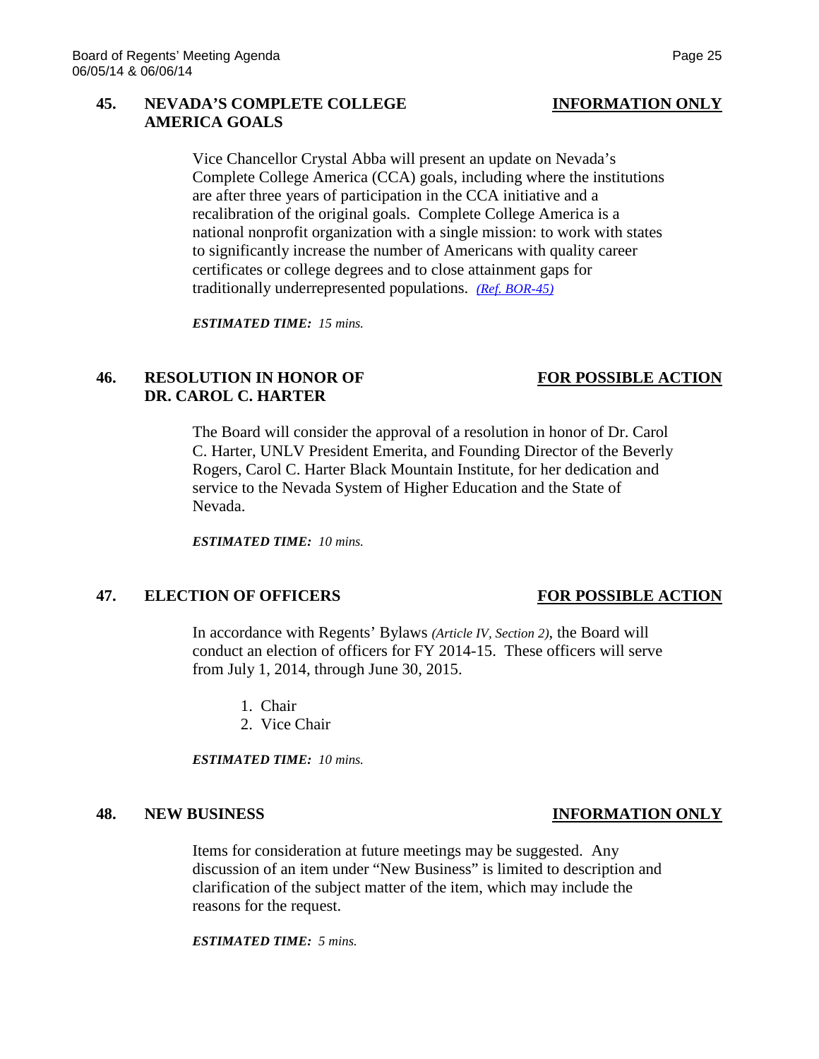## 45. NEVADA'S COMPLETE COLLEGE AMERICA GOALS — INFORMATION ONLY

Vice Chancellor Crystal Abba will present an update on Nevada's Complete College America (CCA) goals, including where the institutions are after three years of participation in the CCA initiative and a recalibration of the original goals. Complete College America is a national nonprofit organization with a single mission: to work with states to significantly increase the number of Americans with quality career certificates or college degrees and to close attainment gaps for traditionally underrepresented populations. *(Ref. BOR-45)*

***ESTIMATED TIME:** 15 mins.*

## 46. RESOLUTION IN HONOR OF DR. CAROL C. HARTER — FOR POSSIBLE ACTION

The Board will consider the approval of a resolution in honor of Dr. Carol C. Harter, UNLV President Emerita, and Founding Director of the Beverly Rogers, Carol C. Harter Black Mountain Institute, for her dedication and service to the Nevada System of Higher Education and the State of Nevada.

***ESTIMATED TIME:** 10 mins.*

## 47. ELECTION OF OFFICERS — FOR POSSIBLE ACTION

In accordance with Regents' Bylaws *(Article IV, Section 2)*, the Board will conduct an election of officers for FY 2014-15. These officers will serve from July 1, 2014, through June 30, 2015.

1. Chair
2. Vice Chair

***ESTIMATED TIME:** 10 mins.*

## 48. NEW BUSINESS — INFORMATION ONLY

Items for consideration at future meetings may be suggested. Any discussion of an item under "New Business" is limited to description and clarification of the subject matter of the item, which may include the reasons for the request.

***ESTIMATED TIME:** 5 mins.*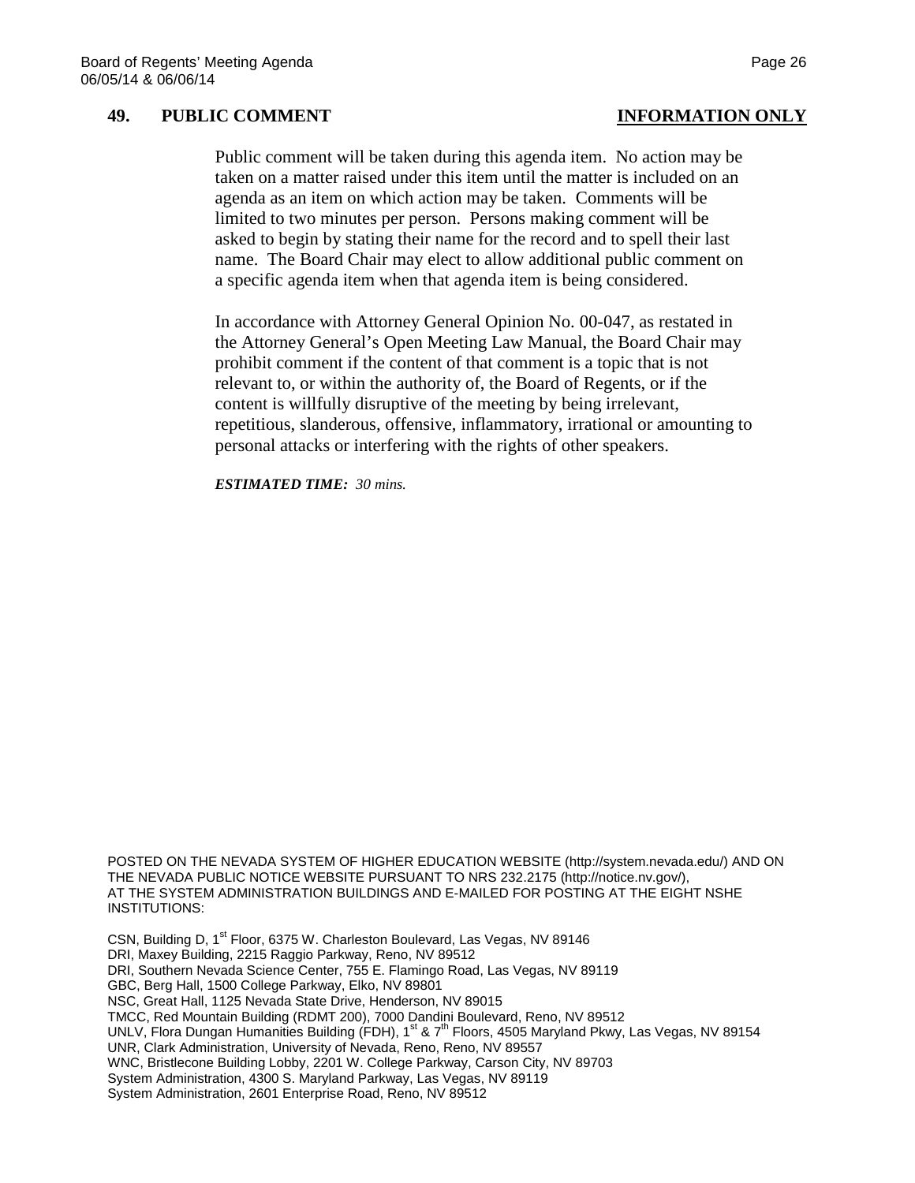## 49. PUBLIC COMMENT **INFORMATION ONLY**

Public comment will be taken during this agenda item. No action may be taken on a matter raised under this item until the matter is included on an agenda as an item on which action may be taken. Comments will be limited to two minutes per person. Persons making comment will be asked to begin by stating their name for the record and to spell their last name. The Board Chair may elect to allow additional public comment on a specific agenda item when that agenda item is being considered.

In accordance with Attorney General Opinion No. 00-047, as restated in the Attorney General's Open Meeting Law Manual, the Board Chair may prohibit comment if the content of that comment is a topic that is not relevant to, or within the authority of, the Board of Regents, or if the content is willfully disruptive of the meeting by being irrelevant, repetitious, slanderous, offensive, inflammatory, irrational or amounting to personal attacks or interfering with the rights of other speakers.

***ESTIMATED TIME:*** *30 mins.*

POSTED ON THE NEVADA SYSTEM OF HIGHER EDUCATION WEBSITE (http://system.nevada.edu/) AND ON THE NEVADA PUBLIC NOTICE WEBSITE PURSUANT TO NRS 232.2175 (http://notice.nv.gov/), AT THE SYSTEM ADMINISTRATION BUILDINGS AND E-MAILED FOR POSTING AT THE EIGHT NSHE INSTITUTIONS:

CSN, Building D, 1st Floor, 6375 W. Charleston Boulevard, Las Vegas, NV 89146
DRI, Maxey Building, 2215 Raggio Parkway, Reno, NV 89512
DRI, Southern Nevada Science Center, 755 E. Flamingo Road, Las Vegas, NV 89119
GBC, Berg Hall, 1500 College Parkway, Elko, NV 89801
NSC, Great Hall, 1125 Nevada State Drive, Henderson, NV 89015
TMCC, Red Mountain Building (RDMT 200), 7000 Dandini Boulevard, Reno, NV 89512
UNLV, Flora Dungan Humanities Building (FDH), 1st & 7th Floors, 4505 Maryland Pkwy, Las Vegas, NV 89154
UNR, Clark Administration, University of Nevada, Reno, Reno, NV 89557
WNC, Bristlecone Building Lobby, 2201 W. College Parkway, Carson City, NV 89703
System Administration, 4300 S. Maryland Parkway, Las Vegas, NV 89119
System Administration, 2601 Enterprise Road, Reno, NV 89512